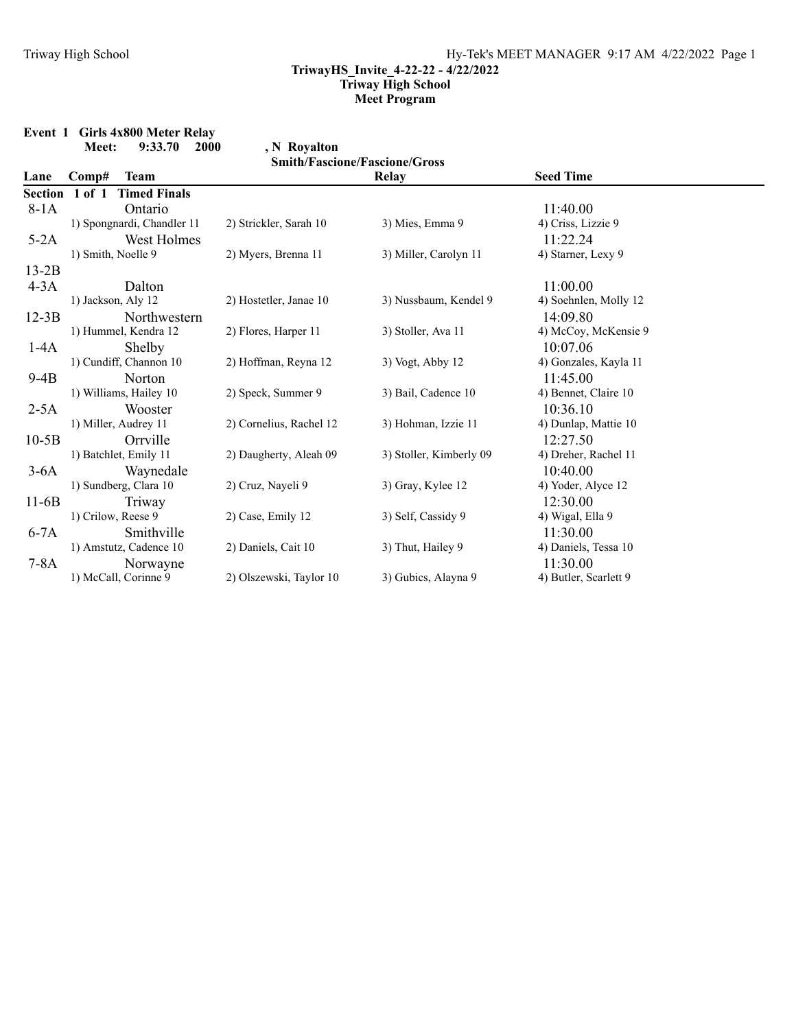**TriwayHS_Invite_4-22-22 - 4/22/2022**
**Triway High School**
**Meet Program**

**Event 1 Girls 4x800 Meter Relay**

**Meet: 9:33.70 2000 , N Royalton**
**Smith/Fascione/Fascione/Gross**

| Lane | Comp# Team | | Relay | Seed Time |
|---|---|---|---|---|
| **Section 1 of 1 Timed Finals** | | | | |
| 8-1A | Ontario | | | 11:40.00 |
| | 1) Spongnardi, Chandler 11 | 2) Strickler, Sarah 10 | 3) Mies, Emma 9 | 4) Criss, Lizzie 9 |
| 5-2A | West Holmes | | | 11:22.24 |
| | 1) Smith, Noelle 9 | 2) Myers, Brenna 11 | 3) Miller, Carolyn 11 | 4) Starner, Lexy 9 |
| 13-2B | | | | |
| 4-3A | Dalton | | | 11:00.00 |
| | 1) Jackson, Aly 12 | 2) Hostetler, Janae 10 | 3) Nussbaum, Kendel 9 | 4) Soehnlen, Molly 12 |
| 12-3B | Northwestern | | | 14:09.80 |
| | 1) Hummel, Kendra 12 | 2) Flores, Harper 11 | 3) Stoller, Ava 11 | 4) McCoy, McKensie 9 |
| 1-4A | Shelby | | | 10:07.06 |
| | 1) Cundiff, Channon 10 | 2) Hoffman, Reyna 12 | 3) Vogt, Abby 12 | 4) Gonzales, Kayla 11 |
| 9-4B | Norton | | | 11:45.00 |
| | 1) Williams, Hailey 10 | 2) Speck, Summer 9 | 3) Bail, Cadence 10 | 4) Bennet, Claire 10 |
| 2-5A | Wooster | | | 10:36.10 |
| | 1) Miller, Audrey 11 | 2) Cornelius, Rachel 12 | 3) Hohman, Izzie 11 | 4) Dunlap, Mattie 10 |
| 10-5B | Orrville | | | 12:27.50 |
| | 1) Batchlet, Emily 11 | 2) Daugherty, Aleah 09 | 3) Stoller, Kimberly 09 | 4) Dreher, Rachel 11 |
| 3-6A | Waynedale | | | 10:40.00 |
| | 1) Sundberg, Clara 10 | 2) Cruz, Nayeli 9 | 3) Gray, Kylee 12 | 4) Yoder, Alyce 12 |
| 11-6B | Triway | | | 12:30.00 |
| | 1) Crilow, Reese 9 | 2) Case, Emily 12 | 3) Self, Cassidy 9 | 4) Wigal, Ella 9 |
| 6-7A | Smithville | | | 11:30.00 |
| | 1) Amstutz, Cadence 10 | 2) Daniels, Cait 10 | 3) Thut, Hailey 9 | 4) Daniels, Tessa 10 |
| 7-8A | Norwayne | | | 11:30.00 |
| | 1) McCall, Corinne 9 | 2) Olszewski, Taylor 10 | 3) Gubics, Alayna 9 | 4) Butler, Scarlett 9 |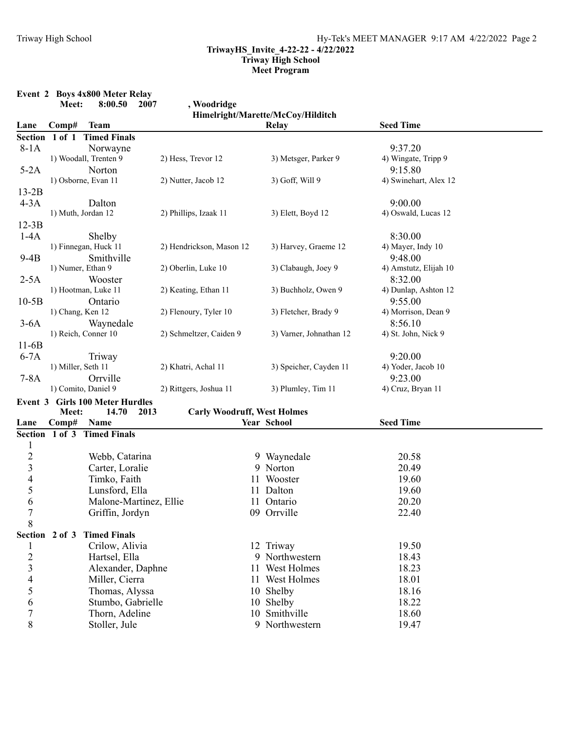**TriwayHS_Invite_4-22-22 - 4/22/2022**
**Triway High School**
**Meet Program**

## Event 2 Boys 4x800 Meter Relay

**Meet: 8:00.50 2007 , Woodridge**
**Himelright/Marette/McCoy/Hilditch**

| Lane | Comp# | Team | Relay | Seed Time |
|---|---|---|---|---|
| **Section 1 of 1 Timed Finals** | | | | |
| 8-1A | | Norwayne | | 9:37.20 |
| | 1) Woodall, Trenten 9 | 2) Hess, Trevor 12 | 3) Metsger, Parker 9 | 4) Wingate, Tripp 9 |
| 5-2A | | Norton | | 9:15.80 |
| | 1) Osborne, Evan 11 | 2) Nutter, Jacob 12 | 3) Goff, Will 9 | 4) Swinehart, Alex 12 |
| 13-2B | | | | |
| 4-3A | | Dalton | | 9:00.00 |
| | 1) Muth, Jordan 12 | 2) Phillips, Izaak 11 | 3) Elett, Boyd 12 | 4) Oswald, Lucas 12 |
| 12-3B | | | | |
| 1-4A | | Shelby | | 8:30.00 |
| | 1) Finnegan, Huck 11 | 2) Hendrickson, Mason 12 | 3) Harvey, Graeme 12 | 4) Mayer, Indy 10 |
| 9-4B | | Smithville | | 9:48.00 |
| | 1) Numer, Ethan 9 | 2) Oberlin, Luke 10 | 3) Clabaugh, Joey 9 | 4) Amstutz, Elijah 10 |
| 2-5A | | Wooster | | 8:32.00 |
| | 1) Hootman, Luke 11 | 2) Keating, Ethan 11 | 3) Buchholz, Owen 9 | 4) Dunlap, Ashton 12 |
| 10-5B | | Ontario | | 9:55.00 |
| | 1) Chang, Ken 12 | 2) Flenoury, Tyler 10 | 3) Fletcher, Brady 9 | 4) Morrison, Dean 9 |
| 3-6A | | Waynedale | | 8:56.10 |
| | 1) Reich, Conner 10 | 2) Schmeltzer, Caiden 9 | 3) Varner, Johnathan 12 | 4) St. John, Nick 9 |
| 11-6B | | | | |
| 6-7A | | Triway | | 9:20.00 |
| | 1) Miller, Seth 11 | 2) Khatri, Achal 11 | 3) Speicher, Cayden 11 | 4) Yoder, Jacob 10 |
| 7-8A | | Orrville | | 9:23.00 |
| | 1) Comito, Daniel 9 | 2) Rittgers, Joshua 11 | 3) Plumley, Tim 11 | 4) Cruz, Bryan 11 |

## Event 3 Girls 100 Meter Hurdles

**Meet: 14.70 2013 Carly Woodruff, West Holmes**

| Lane | Comp# | Name | Year | School | Seed Time |
|---|---|---|---|---|---|
| **Section 1 of 3 Timed Finals** | | | | | |
| 1 | | | | | |
| 2 | | Webb, Catarina | 9 | Waynedale | 20.58 |
| 3 | | Carter, Loralie | 9 | Norton | 20.49 |
| 4 | | Timko, Faith | 11 | Wooster | 19.60 |
| 5 | | Lunsford, Ella | 11 | Dalton | 19.60 |
| 6 | | Malone-Martinez, Ellie | 11 | Ontario | 20.20 |
| 7 | | Griffin, Jordyn | 09 | Orrville | 22.40 |
| 8 | | | | | |
| **Section 2 of 3 Timed Finals** | | | | | |
| 1 | | Crilow, Alivia | 12 | Triway | 19.50 |
| 2 | | Hartsel, Ella | 9 | Northwestern | 18.43 |
| 3 | | Alexander, Daphne | 11 | West Holmes | 18.23 |
| 4 | | Miller, Cierra | 11 | West Holmes | 18.01 |
| 5 | | Thomas, Alyssa | 10 | Shelby | 18.16 |
| 6 | | Stumbo, Gabrielle | 10 | Shelby | 18.22 |
| 7 | | Thorn, Adeline | 10 | Smithville | 18.60 |
| 8 | | Stoller, Jule | 9 | Northwestern | 19.47 |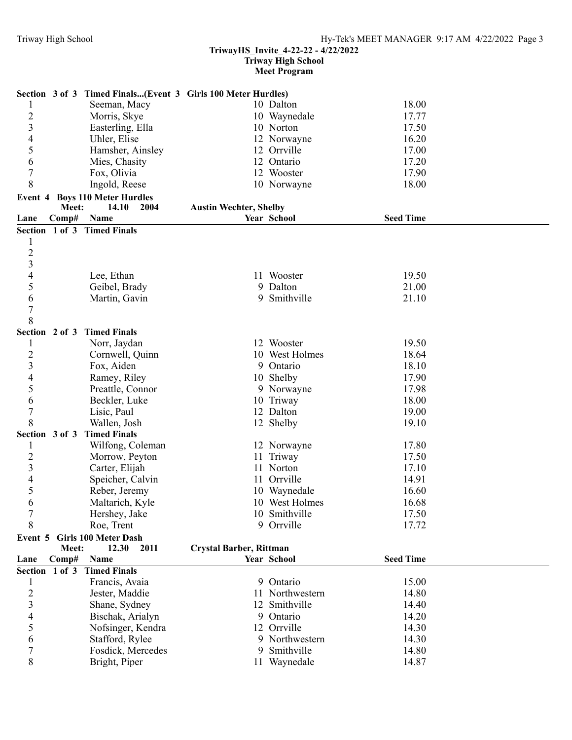**TriwayHS_Invite_4-22-22 - 4/22/2022**
**Triway High School**
**Meet Program**

**Section 3 of 3 Timed Finals...(Event 3 Girls 100 Meter Hurdles)**

| Lane | Comp# | Name | Year | School | Seed Time |
|---|---|---|---|---|---|
| 1 | | Seeman, Macy | 10 | Dalton | 18.00 |
| 2 | | Morris, Skye | 10 | Waynedale | 17.77 |
| 3 | | Easterling, Ella | 10 | Norton | 17.50 |
| 4 | | Uhler, Elise | 12 | Norwayne | 16.20 |
| 5 | | Hamsher, Ainsley | 12 | Orrville | 17.00 |
| 6 | | Mies, Chasity | 12 | Ontario | 17.20 |
| 7 | | Fox, Olivia | 12 | Wooster | 17.90 |
| 8 | | Ingold, Reese | 10 | Norwayne | 18.00 |

## Event 4 Boys 110 Meter Hurdles

Meet: 14.10 2004 Austin Wechter, Shelby

| Lane | Comp# | Name | Year | School | Seed Time |
|---|---|---|---|---|---|
| **Section 1 of 3 Timed Finals** | | | | | |
| 1 | | | | | |
| 2 | | | | | |
| 3 | | | | | |
| 4 | | Lee, Ethan | 11 | Wooster | 19.50 |
| 5 | | Geibel, Brady | 9 | Dalton | 21.00 |
| 6 | | Martin, Gavin | 9 | Smithville | 21.10 |
| 7 | | | | | |
| 8 | | | | | |
| **Section 2 of 3 Timed Finals** | | | | | |
| 1 | | Norr, Jaydan | 12 | Wooster | 19.50 |
| 2 | | Cornwell, Quinn | 10 | West Holmes | 18.64 |
| 3 | | Fox, Aiden | 9 | Ontario | 18.10 |
| 4 | | Ramey, Riley | 10 | Shelby | 17.90 |
| 5 | | Preattle, Connor | 9 | Norwayne | 17.98 |
| 6 | | Beckler, Luke | 10 | Triway | 18.00 |
| 7 | | Lisic, Paul | 12 | Dalton | 19.00 |
| 8 | | Wallen, Josh | 12 | Shelby | 19.10 |
| **Section 3 of 3 Timed Finals** | | | | | |
| 1 | | Wilfong, Coleman | 12 | Norwayne | 17.80 |
| 2 | | Morrow, Peyton | 11 | Triway | 17.50 |
| 3 | | Carter, Elijah | 11 | Norton | 17.10 |
| 4 | | Speicher, Calvin | 11 | Orrville | 14.91 |
| 5 | | Reber, Jeremy | 10 | Waynedale | 16.60 |
| 6 | | Maltarich, Kyle | 10 | West Holmes | 16.68 |
| 7 | | Hershey, Jake | 10 | Smithville | 17.50 |
| 8 | | Roe, Trent | 9 | Orrville | 17.72 |

## Event 5 Girls 100 Meter Dash

Meet: 12.30 2011 Crystal Barber, Rittman

| Lane | Comp# | Name | Year | School | Seed Time |
|---|---|---|---|---|---|
| **Section 1 of 3 Timed Finals** | | | | | |
| 1 | | Francis, Avaia | 9 | Ontario | 15.00 |
| 2 | | Jester, Maddie | 11 | Northwestern | 14.80 |
| 3 | | Shane, Sydney | 12 | Smithville | 14.40 |
| 4 | | Bischak, Arialyn | 9 | Ontario | 14.20 |
| 5 | | Nofsinger, Kendra | 12 | Orrville | 14.30 |
| 6 | | Stafford, Rylee | 9 | Northwestern | 14.30 |
| 7 | | Fosdick, Mercedes | 9 | Smithville | 14.80 |
| 8 | | Bright, Piper | 11 | Waynedale | 14.87 |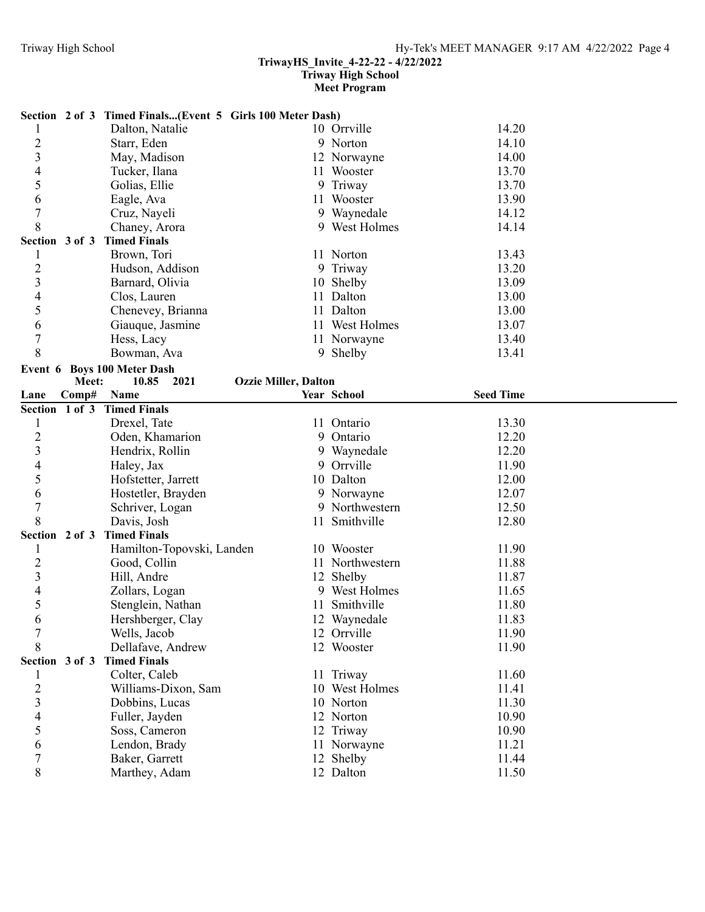**TriwayHS_Invite_4-22-22 - 4/22/2022**
**Triway High School**
**Meet Program**

**Section 2 of 3 Timed Finals...(Event 5 Girls 100 Meter Dash)**

| Lane | Comp# | Name | Year | School | Seed Time |
|---|---|---|---|---|---|
| 1 | | Dalton, Natalie | 10 | Orrville | 14.20 |
| 2 | | Starr, Eden | 9 | Norton | 14.10 |
| 3 | | May, Madison | 12 | Norwayne | 14.00 |
| 4 | | Tucker, Ilana | 11 | Wooster | 13.70 |
| 5 | | Golias, Ellie | 9 | Triway | 13.70 |
| 6 | | Eagle, Ava | 11 | Wooster | 13.90 |
| 7 | | Cruz, Nayeli | 9 | Waynedale | 14.12 |
| 8 | | Chaney, Arora | 9 | West Holmes | 14.14 |
| **Section 3 of 3** | | **Timed Finals** | | | |
| 1 | | Brown, Tori | 11 | Norton | 13.43 |
| 2 | | Hudson, Addison | 9 | Triway | 13.20 |
| 3 | | Barnard, Olivia | 10 | Shelby | 13.09 |
| 4 | | Clos, Lauren | 11 | Dalton | 13.00 |
| 5 | | Chenevey, Brianna | 11 | Dalton | 13.00 |
| 6 | | Giauque, Jasmine | 11 | West Holmes | 13.07 |
| 7 | | Hess, Lacy | 11 | Norwayne | 13.40 |
| 8 | | Bowman, Ava | 9 | Shelby | 13.41 |

**Event 6 Boys 100 Meter Dash**

Meet: 10.85 2021 **Ozzie Miller, Dalton**

| Lane | Comp# | Name | Year | School | Seed Time |
|---|---|---|---|---|---|
| **Section 1 of 3** | | **Timed Finals** | | | |
| 1 | | Drexel, Tate | 11 | Ontario | 13.30 |
| 2 | | Oden, Khamarion | 9 | Ontario | 12.20 |
| 3 | | Hendrix, Rollin | 9 | Waynedale | 12.20 |
| 4 | | Haley, Jax | 9 | Orrville | 11.90 |
| 5 | | Hofstetter, Jarrett | 10 | Dalton | 12.00 |
| 6 | | Hostetler, Brayden | 9 | Norwayne | 12.07 |
| 7 | | Schriver, Logan | 9 | Northwestern | 12.50 |
| 8 | | Davis, Josh | 11 | Smithville | 12.80 |
| **Section 2 of 3** | | **Timed Finals** | | | |
| 1 | | Hamilton-Topovski, Landen | 10 | Wooster | 11.90 |
| 2 | | Good, Collin | 11 | Northwestern | 11.88 |
| 3 | | Hill, Andre | 12 | Shelby | 11.87 |
| 4 | | Zollars, Logan | 9 | West Holmes | 11.65 |
| 5 | | Stenglein, Nathan | 11 | Smithville | 11.80 |
| 6 | | Hershberger, Clay | 12 | Waynedale | 11.83 |
| 7 | | Wells, Jacob | 12 | Orrville | 11.90 |
| 8 | | Dellafave, Andrew | 12 | Wooster | 11.90 |
| **Section 3 of 3** | | **Timed Finals** | | | |
| 1 | | Colter, Caleb | 11 | Triway | 11.60 |
| 2 | | Williams-Dixon, Sam | 10 | West Holmes | 11.41 |
| 3 | | Dobbins, Lucas | 10 | Norton | 11.30 |
| 4 | | Fuller, Jayden | 12 | Norton | 10.90 |
| 5 | | Soss, Cameron | 12 | Triway | 10.90 |
| 6 | | Lendon, Brady | 11 | Norwayne | 11.21 |
| 7 | | Baker, Garrett | 12 | Shelby | 11.44 |
| 8 | | Marthey, Adam | 12 | Dalton | 11.50 |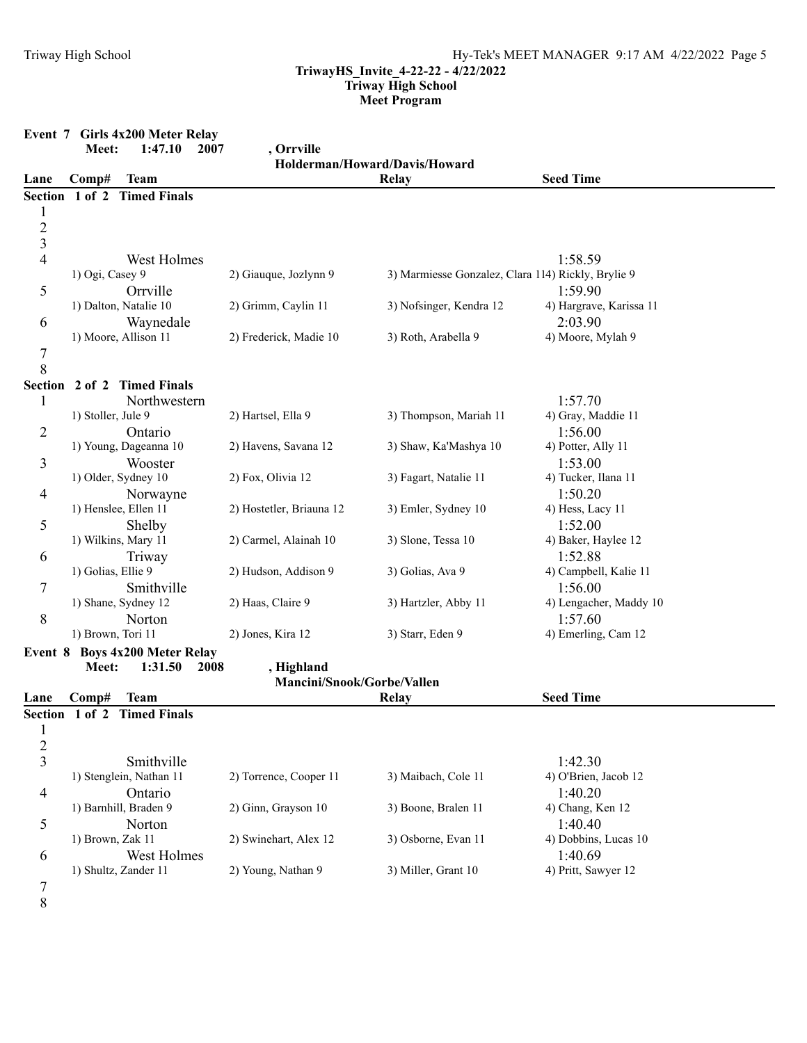**TriwayHS_Invite_4-22-22 - 4/22/2022**
**Triway High School**
**Meet Program**

## Event 7 Girls 4x200 Meter Relay

**Meet: 1:47.10 2007 , Orrville**
**Holderman/Howard/Davis/Howard**

| Lane | Comp# | Team | Relay | Seed Time |
|---|---|---|---|---|
| **Section 1 of 2 Timed Finals** | | | | |
| 1 | | | | |
| 2 | | | | |
| 3 | | | | |
| 4 | | West Holmes | | 1:58.59 |
| | | 1) Ogi, Casey 9 | 2) Giauque, Jozlynn 9 | 3) Marmiesse Gonzalez, Clara 11 4) Rickly, Brylie 9 |
| 5 | | Orrville | | 1:59.90 |
| | | 1) Dalton, Natalie 10 | 2) Grimm, Caylin 11 | 3) Nofsinger, Kendra 12 4) Hargrave, Karissa 11 |
| 6 | | Waynedale | | 2:03.90 |
| | | 1) Moore, Allison 11 | 2) Frederick, Madie 10 | 3) Roth, Arabella 9 4) Moore, Mylah 9 |
| 7 | | | | |
| 8 | | | | |
| **Section 2 of 2 Timed Finals** | | | | |
| 1 | | Northwestern | | 1:57.70 |
| | | 1) Stoller, Jule 9 | 2) Hartsel, Ella 9 | 3) Thompson, Mariah 11 4) Gray, Maddie 11 |
| 2 | | Ontario | | 1:56.00 |
| | | 1) Young, Dageanna 10 | 2) Havens, Savana 12 | 3) Shaw, Ka'Mashya 10 4) Potter, Ally 11 |
| 3 | | Wooster | | 1:53.00 |
| | | 1) Older, Sydney 10 | 2) Fox, Olivia 12 | 3) Fagart, Natalie 11 4) Tucker, Ilana 11 |
| 4 | | Norwayne | | 1:50.20 |
| | | 1) Henslee, Ellen 11 | 2) Hostetler, Briauna 12 | 3) Emler, Sydney 10 4) Hess, Lacy 11 |
| 5 | | Shelby | | 1:52.00 |
| | | 1) Wilkins, Mary 11 | 2) Carmel, Alainah 10 | 3) Slone, Tessa 10 4) Baker, Haylee 12 |
| 6 | | Triway | | 1:52.88 |
| | | 1) Golias, Ellie 9 | 2) Hudson, Addison 9 | 3) Golias, Ava 9 4) Campbell, Kalie 11 |
| 7 | | Smithville | | 1:56.00 |
| | | 1) Shane, Sydney 12 | 2) Haas, Claire 9 | 3) Hartzler, Abby 11 4) Lengacher, Maddy 10 |
| 8 | | Norton | | 1:57.60 |
| | | 1) Brown, Tori 11 | 2) Jones, Kira 12 | 3) Starr, Eden 9 4) Emerling, Cam 12 |

## Event 8 Boys 4x200 Meter Relay

**Meet: 1:31.50 2008 , Highland**
**Mancini/Snook/Gorbe/Vallen**

| Lane | Comp# | Team | Relay | Seed Time |
|---|---|---|---|---|
| **Section 1 of 2 Timed Finals** | | | | |
| 1 | | | | |
| 2 | | | | |
| 3 | | Smithville | | 1:42.30 |
| | | 1) Stenglein, Nathan 11 | 2) Torrence, Cooper 11 | 3) Maibach, Cole 11 4) O'Brien, Jacob 12 |
| 4 | | Ontario | | 1:40.20 |
| | | 1) Barnhill, Braden 9 | 2) Ginn, Grayson 10 | 3) Boone, Bralen 11 4) Chang, Ken 12 |
| 5 | | Norton | | 1:40.40 |
| | | 1) Brown, Zak 11 | 2) Swinehart, Alex 12 | 3) Osborne, Evan 11 4) Dobbins, Lucas 10 |
| 6 | | West Holmes | | 1:40.69 |
| | | 1) Shultz, Zander 11 | 2) Young, Nathan 9 | 3) Miller, Grant 10 4) Pritt, Sawyer 12 |
| 7 | | | | |
| 8 | | | | |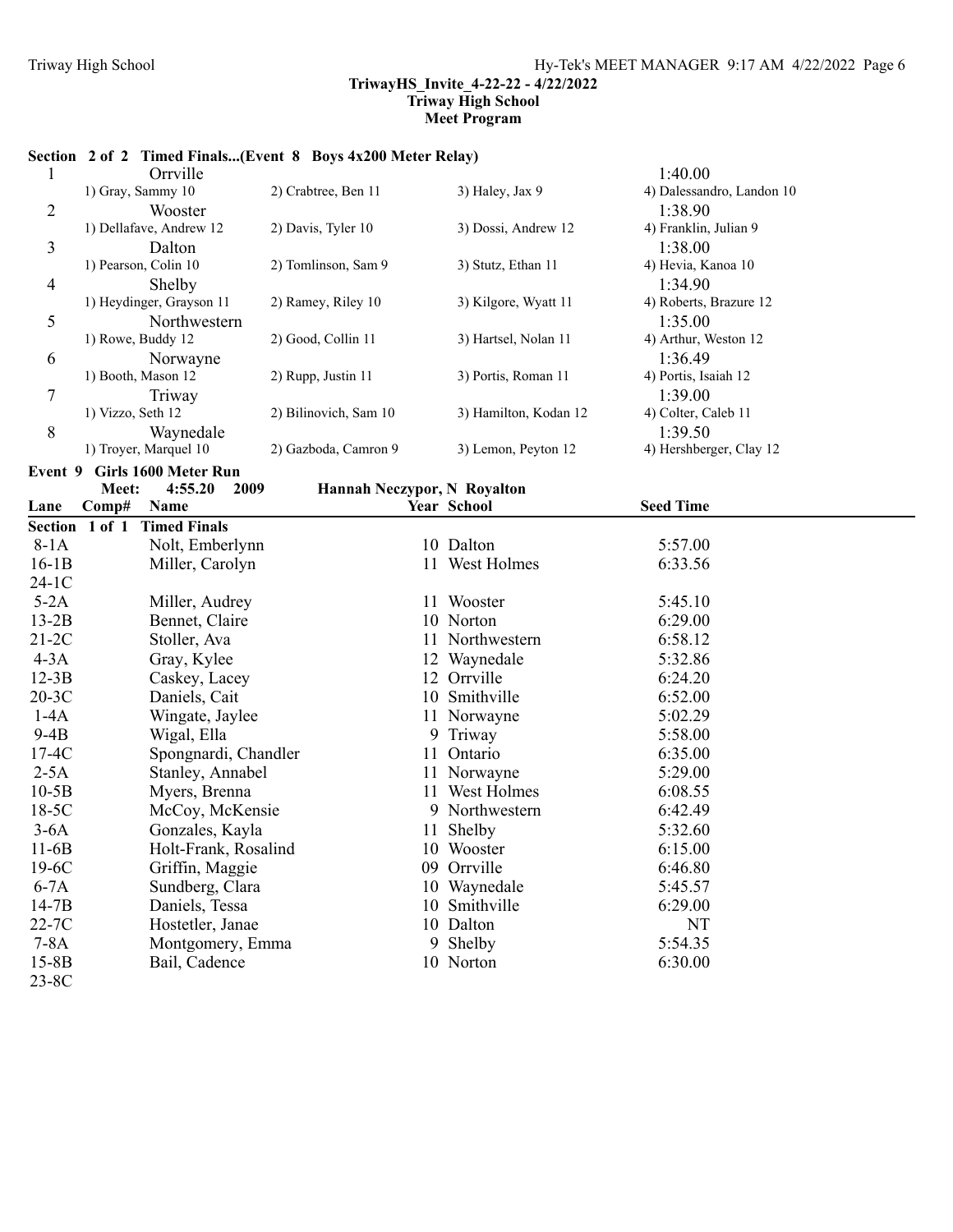**TriwayHS_Invite_4-22-22 - 4/22/2022**
**Triway High School**
**Meet Program**

**Section 2 of 2 Timed Finals...(Event 8 Boys 4x200 Meter Relay)**

| Lane | Team | | | Seed Time |
|---|---|---|---|---|
| 1 | Orrville | | | 1:40.00 |
| | 1) Gray, Sammy 10 | 2) Crabtree, Ben 11 | 3) Haley, Jax 9 | 4) Dalessandro, Landon 10 |
| 2 | Wooster | | | 1:38.90 |
| | 1) Dellafave, Andrew 12 | 2) Davis, Tyler 10 | 3) Dossi, Andrew 12 | 4) Franklin, Julian 9 |
| 3 | Dalton | | | 1:38.00 |
| | 1) Pearson, Colin 10 | 2) Tomlinson, Sam 9 | 3) Stutz, Ethan 11 | 4) Hevia, Kanoa 10 |
| 4 | Shelby | | | 1:34.90 |
| | 1) Heydinger, Grayson 11 | 2) Ramey, Riley 10 | 3) Kilgore, Wyatt 11 | 4) Roberts, Brazure 12 |
| 5 | Northwestern | | | 1:35.00 |
| | 1) Rowe, Buddy 12 | 2) Good, Collin 11 | 3) Hartsel, Nolan 11 | 4) Arthur, Weston 12 |
| 6 | Norwayne | | | 1:36.49 |
| | 1) Booth, Mason 12 | 2) Rupp, Justin 11 | 3) Portis, Roman 11 | 4) Portis, Isaiah 12 |
| 7 | Triway | | | 1:39.00 |
| | 1) Vizzo, Seth 12 | 2) Bilinovich, Sam 10 | 3) Hamilton, Kodan 12 | 4) Colter, Caleb 11 |
| 8 | Waynedale | | | 1:39.50 |
| | 1) Troyer, Marquel 10 | 2) Gazboda, Camron 9 | 3) Lemon, Peyton 12 | 4) Hershberger, Clay 12 |

**Event 9 Girls 1600 Meter Run**

Meet: 4:55.20 2009 Hannah Neczypor, N Royalton

**Section 1 of 1 Timed Finals**

| Lane Comp# | Name | Year | School | Seed Time |
|---|---|---|---|---|
| 8-1A | Nolt, Emberlynn | 10 | Dalton | 5:57.00 |
| 16-1B | Miller, Carolyn | 11 | West Holmes | 6:33.56 |
| 24-1C | | | | |
| 5-2A | Miller, Audrey | 11 | Wooster | 5:45.10 |
| 13-2B | Bennet, Claire | 10 | Norton | 6:29.00 |
| 21-2C | Stoller, Ava | 11 | Northwestern | 6:58.12 |
| 4-3A | Gray, Kylee | 12 | Waynedale | 5:32.86 |
| 12-3B | Caskey, Lacey | 12 | Orrville | 6:24.20 |
| 20-3C | Daniels, Cait | 10 | Smithville | 6:52.00 |
| 1-4A | Wingate, Jaylee | 11 | Norwayne | 5:02.29 |
| 9-4B | Wigal, Ella | 9 | Triway | 5:58.00 |
| 17-4C | Spongnardi, Chandler | 11 | Ontario | 6:35.00 |
| 2-5A | Stanley, Annabel | 11 | Norwayne | 5:29.00 |
| 10-5B | Myers, Brenna | 11 | West Holmes | 6:08.55 |
| 18-5C | McCoy, McKensie | 9 | Northwestern | 6:42.49 |
| 3-6A | Gonzales, Kayla | 11 | Shelby | 5:32.60 |
| 11-6B | Holt-Frank, Rosalind | 10 | Wooster | 6:15.00 |
| 19-6C | Griffin, Maggie | 09 | Orrville | 6:46.80 |
| 6-7A | Sundberg, Clara | 10 | Waynedale | 5:45.57 |
| 14-7B | Daniels, Tessa | 10 | Smithville | 6:29.00 |
| 22-7C | Hostetler, Janae | 10 | Dalton | NT |
| 7-8A | Montgomery, Emma | 9 | Shelby | 5:54.35 |
| 15-8B | Bail, Cadence | 10 | Norton | 6:30.00 |
| 23-8C | | | | |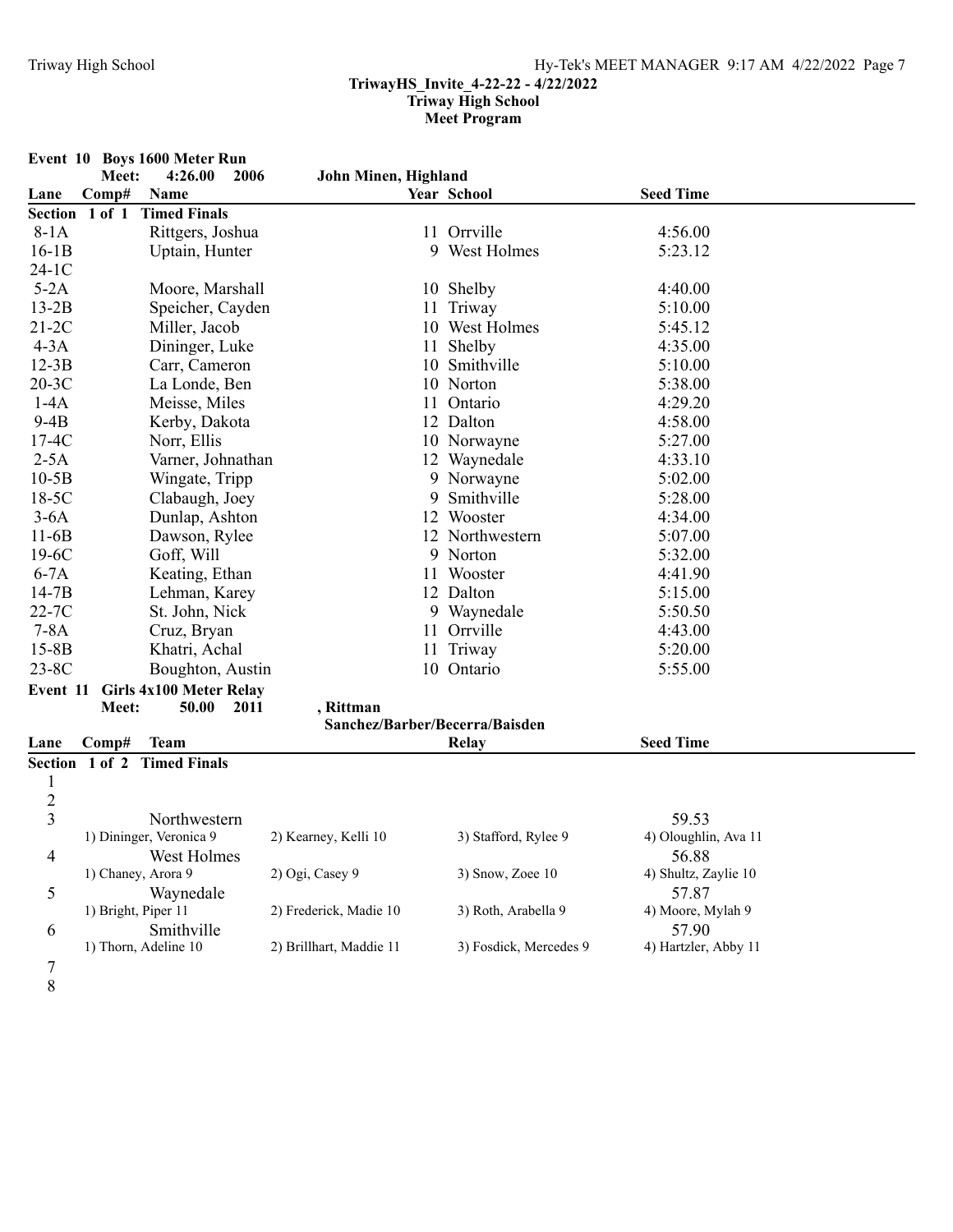**TrirayHS_Invite_4-22-22 - 4/22/2022**
**Triway High School**
**Meet Program**

### Event 10 Boys 1600 Meter Run

**Meet: 4:26.00 2006 John Minen, Highland**

| Lane | Comp# | Name | Year | School | Seed Time |
|---|---|---|---|---|---|
| **Section 1 of 1 Timed Finals** | | | | | |
| 8-1A | | Rittgers, Joshua | 11 | Orrville | 4:56.00 |
| 16-1B | | Uptain, Hunter | 9 | West Holmes | 5:23.12 |
| 24-1C | | | | | |
| 5-2A | | Moore, Marshall | 10 | Shelby | 4:40.00 |
| 13-2B | | Speicher, Cayden | 11 | Triway | 5:10.00 |
| 21-2C | | Miller, Jacob | 10 | West Holmes | 5:45.12 |
| 4-3A | | Dininger, Luke | 11 | Shelby | 4:35.00 |
| 12-3B | | Carr, Cameron | 10 | Smithville | 5:10.00 |
| 20-3C | | La Londe, Ben | 10 | Norton | 5:38.00 |
| 1-4A | | Meisse, Miles | 11 | Ontario | 4:29.20 |
| 9-4B | | Kerby, Dakota | 12 | Dalton | 4:58.00 |
| 17-4C | | Norr, Ellis | 10 | Norwayne | 5:27.00 |
| 2-5A | | Varner, Johnathan | 12 | Waynedale | 4:33.10 |
| 10-5B | | Wingate, Tripp | 9 | Norwayne | 5:02.00 |
| 18-5C | | Clabaugh, Joey | 9 | Smithville | 5:28.00 |
| 3-6A | | Dunlap, Ashton | 12 | Wooster | 4:34.00 |
| 11-6B | | Dawson, Rylee | 12 | Northwestern | 5:07.00 |
| 19-6C | | Goff, Will | 9 | Norton | 5:32.00 |
| 6-7A | | Keating, Ethan | 11 | Wooster | 4:41.90 |
| 14-7B | | Lehman, Karey | 12 | Dalton | 5:15.00 |
| 22-7C | | St. John, Nick | 9 | Waynedale | 5:50.50 |
| 7-8A | | Cruz, Bryan | 11 | Orrville | 4:43.00 |
| 15-8B | | Khatri, Achal | 11 | Triway | 5:20.00 |
| 23-8C | | Boughton, Austin | 10 | Ontario | 5:55.00 |

### Event 11 Girls 4x100 Meter Relay

**Meet: 50.00 2011 , Rittman**
**Sanchez/Barber/Becerra/Baisden**

| Lane | Comp# | Team | Relay | Seed Time |
|---|---|---|---|---|
| **Section 1 of 2 Timed Finals** | | | | |
| 1 | | | | |
| 2 | | | | |
| 3 | | Northwestern | | 59.53 |
| | | 1) Dininger, Veronica 9 / 2) Kearney, Kelli 10 | 3) Stafford, Rylee 9 | 4) Oloughlin, Ava 11 |
| 4 | | West Holmes | | 56.88 |
| | | 1) Chaney, Arora 9 / 2) Ogi, Casey 9 | 3) Snow, Zoee 10 | 4) Shultz, Zaylie 10 |
| 5 | | Waynedale | | 57.87 |
| | | 1) Bright, Piper 11 / 2) Frederick, Madie 10 | 3) Roth, Arabella 9 | 4) Moore, Mylah 9 |
| 6 | | Smithville | | 57.90 |
| | | 1) Thorn, Adeline 10 / 2) Brillhart, Maddie 11 | 3) Fosdick, Mercedes 9 | 4) Hartzler, Abby 11 |
| 7 | | | | |
| 8 | | | | |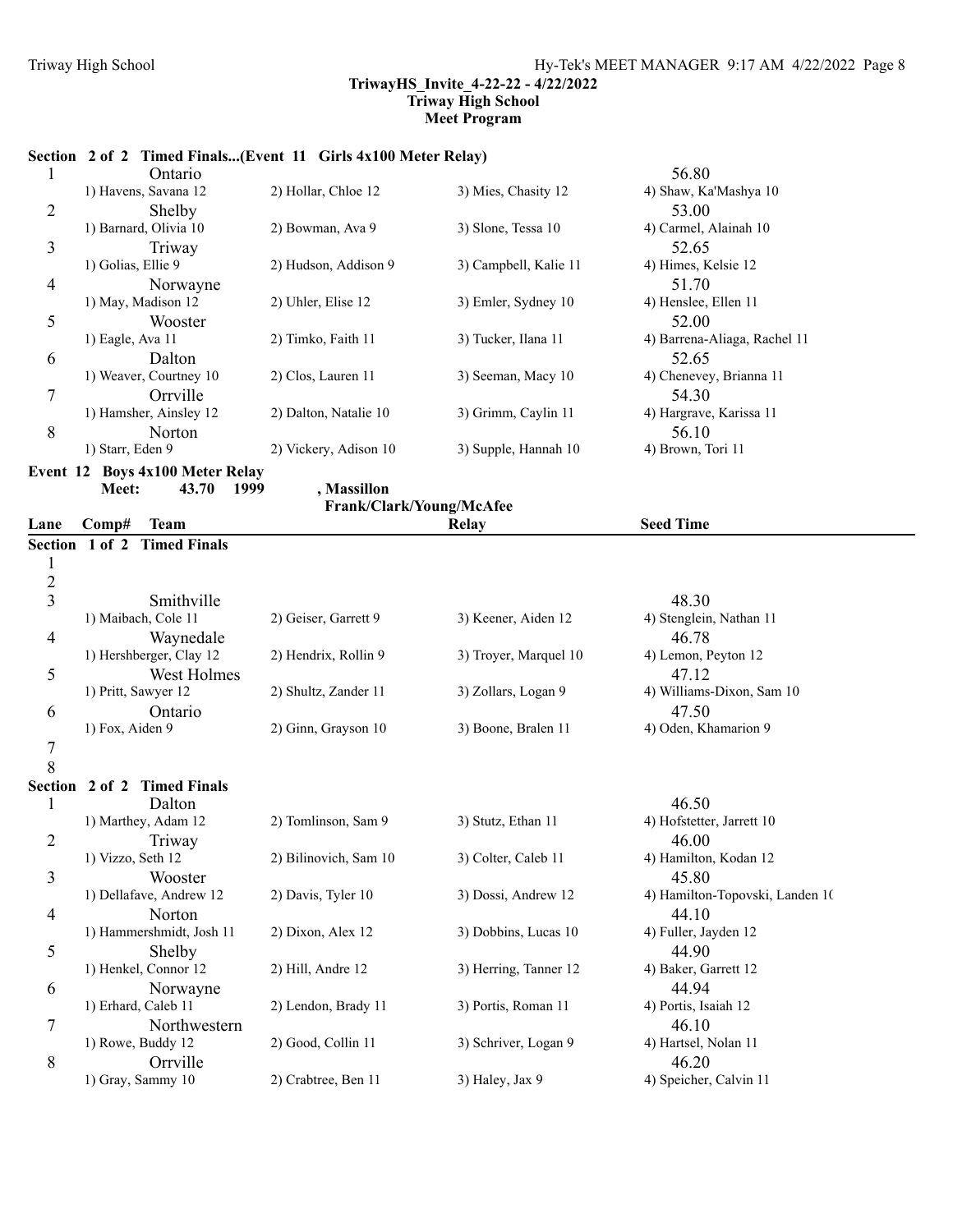**TriwayHS_Invite_4-22-22 - 4/22/2022**
**Triway High School**
**Meet Program**

**Section 2 of 2 Timed Finals...(Event 11 Girls 4x100 Meter Relay)**

| Lane | Team | | | Seed Time |
|---|---|---|---|---|
| 1 | Ontario | | | 56.80 |
| | 1) Havens, Savana 12 | 2) Hollar, Chloe 12 | 3) Mies, Chasity 12 | 4) Shaw, Ka'Mashya 10 |
| 2 | Shelby | | | 53.00 |
| | 1) Barnard, Olivia 10 | 2) Bowman, Ava 9 | 3) Slone, Tessa 10 | 4) Carmel, Alainah 10 |
| 3 | Triway | | | 52.65 |
| | 1) Golias, Ellie 9 | 2) Hudson, Addison 9 | 3) Campbell, Kalie 11 | 4) Himes, Kelsie 12 |
| 4 | Norwayne | | | 51.70 |
| | 1) May, Madison 12 | 2) Uhler, Elise 12 | 3) Emler, Sydney 10 | 4) Henslee, Ellen 11 |
| 5 | Wooster | | | 52.00 |
| | 1) Eagle, Ava 11 | 2) Timko, Faith 11 | 3) Tucker, Ilana 11 | 4) Barrena-Aliaga, Rachel 11 |
| 6 | Dalton | | | 52.65 |
| | 1) Weaver, Courtney 10 | 2) Clos, Lauren 11 | 3) Seeman, Macy 10 | 4) Chenevey, Brianna 11 |
| 7 | Orrville | | | 54.30 |
| | 1) Hamsher, Ainsley 12 | 2) Dalton, Natalie 10 | 3) Grimm, Caylin 11 | 4) Hargrave, Karissa 11 |
| 8 | Norton | | | 56.10 |
| | 1) Starr, Eden 9 | 2) Vickery, Adison 10 | 3) Supple, Hannah 10 | 4) Brown, Tori 11 |

**Event 12 Boys 4x100 Meter Relay**

**Meet: 43.70 1999 , Massillon**
**Frank/Clark/Young/McAfee**

| Lane | Comp# Team | | Relay | Seed Time |
|---|---|---|---|---|
| **Section 1 of 2 Timed Finals** | | | | |
| 1 | | | | |
| 2 | | | | |
| 3 | Smithville | | | 48.30 |
| | 1) Maibach, Cole 11 | 2) Geiser, Garrett 9 | 3) Keener, Aiden 12 | 4) Stenglein, Nathan 11 |
| 4 | Waynedale | | | 46.78 |
| | 1) Hershberger, Clay 12 | 2) Hendrix, Rollin 9 | 3) Troyer, Marquel 10 | 4) Lemon, Peyton 12 |
| 5 | West Holmes | | | 47.12 |
| | 1) Pritt, Sawyer 12 | 2) Shultz, Zander 11 | 3) Zollars, Logan 9 | 4) Williams-Dixon, Sam 10 |
| 6 | Ontario | | | 47.50 |
| | 1) Fox, Aiden 9 | 2) Ginn, Grayson 10 | 3) Boone, Bralen 11 | 4) Oden, Khamarion 9 |
| 7 | | | | |
| 8 | | | | |
| **Section 2 of 2 Timed Finals** | | | | |
| 1 | Dalton | | | 46.50 |
| | 1) Marthey, Adam 12 | 2) Tomlinson, Sam 9 | 3) Stutz, Ethan 11 | 4) Hofstetter, Jarrett 10 |
| 2 | Triway | | | 46.00 |
| | 1) Vizzo, Seth 12 | 2) Bilinovich, Sam 10 | 3) Colter, Caleb 11 | 4) Hamilton, Kodan 12 |
| 3 | Wooster | | | 45.80 |
| | 1) Dellafave, Andrew 12 | 2) Davis, Tyler 10 | 3) Dossi, Andrew 12 | 4) Hamilton-Topovski, Landen 1( |
| 4 | Norton | | | 44.10 |
| | 1) Hammershmidt, Josh 11 | 2) Dixon, Alex 12 | 3) Dobbins, Lucas 10 | 4) Fuller, Jayden 12 |
| 5 | Shelby | | | 44.90 |
| | 1) Henkel, Connor 12 | 2) Hill, Andre 12 | 3) Herring, Tanner 12 | 4) Baker, Garrett 12 |
| 6 | Norwayne | | | 44.94 |
| | 1) Erhard, Caleb 11 | 2) Lendon, Brady 11 | 3) Portis, Roman 11 | 4) Portis, Isaiah 12 |
| 7 | Northwestern | | | 46.10 |
| | 1) Rowe, Buddy 12 | 2) Good, Collin 11 | 3) Schriver, Logan 9 | 4) Hartsel, Nolan 11 |
| 8 | Orrville | | | 46.20 |
| | 1) Gray, Sammy 10 | 2) Crabtree, Ben 11 | 3) Haley, Jax 9 | 4) Speicher, Calvin 11 |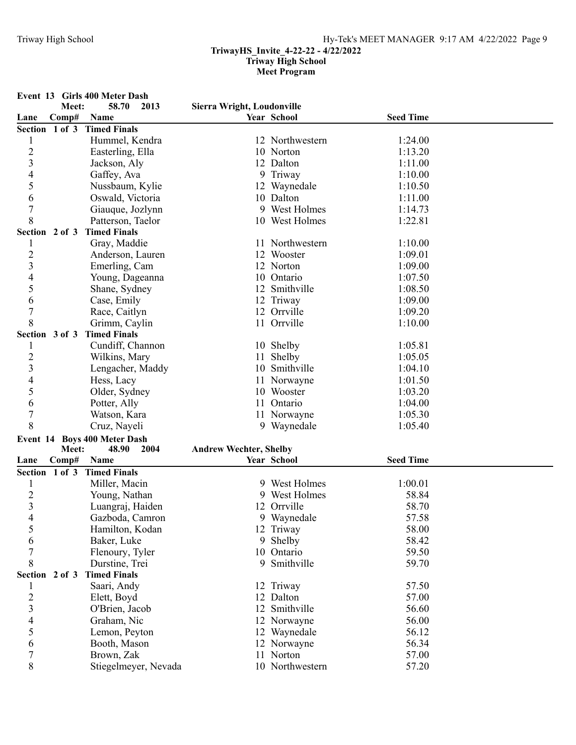# TriwayHS_Invite_4-22-22 - 4/22/2022
## Triway High School
## Meet Program

### Event 13 Girls 400 Meter Dash

Meet: 58.70 2013 Sierra Wright, Loudonville

| Lane | Comp# | Name | Year | School | Seed Time |
|---|---|---|---|---|---|
| **Section 1 of 3 Timed Finals** | | | | | |
| 1 | | Hummel, Kendra | 12 | Northwestern | 1:24.00 |
| 2 | | Easterling, Ella | 10 | Norton | 1:13.20 |
| 3 | | Jackson, Aly | 12 | Dalton | 1:11.00 |
| 4 | | Gaffey, Ava | 9 | Triway | 1:10.00 |
| 5 | | Nussbaum, Kylie | 12 | Waynedale | 1:10.50 |
| 6 | | Oswald, Victoria | 10 | Dalton | 1:11.00 |
| 7 | | Giauque, Jozlynn | 9 | West Holmes | 1:14.73 |
| 8 | | Patterson, Taelor | 10 | West Holmes | 1:22.81 |
| **Section 2 of 3 Timed Finals** | | | | | |
| 1 | | Gray, Maddie | 11 | Northwestern | 1:10.00 |
| 2 | | Anderson, Lauren | 12 | Wooster | 1:09.01 |
| 3 | | Emerling, Cam | 12 | Norton | 1:09.00 |
| 4 | | Young, Dageanna | 10 | Ontario | 1:07.50 |
| 5 | | Shane, Sydney | 12 | Smithville | 1:08.50 |
| 6 | | Case, Emily | 12 | Triway | 1:09.00 |
| 7 | | Race, Caitlyn | 12 | Orrville | 1:09.20 |
| 8 | | Grimm, Caylin | 11 | Orrville | 1:10.00 |
| **Section 3 of 3 Timed Finals** | | | | | |
| 1 | | Cundiff, Channon | 10 | Shelby | 1:05.81 |
| 2 | | Wilkins, Mary | 11 | Shelby | 1:05.05 |
| 3 | | Lengacher, Maddy | 10 | Smithville | 1:04.10 |
| 4 | | Hess, Lacy | 11 | Norwayne | 1:01.50 |
| 5 | | Older, Sydney | 10 | Wooster | 1:03.20 |
| 6 | | Potter, Ally | 11 | Ontario | 1:04.00 |
| 7 | | Watson, Kara | 11 | Norwayne | 1:05.30 |
| 8 | | Cruz, Nayeli | 9 | Waynedale | 1:05.40 |

### Event 14 Boys 400 Meter Dash

Meet: 48.90 2004 Andrew Wechter, Shelby

| Lane | Comp# | Name | Year | School | Seed Time |
|---|---|---|---|---|---|
| **Section 1 of 3 Timed Finals** | | | | | |
| 1 | | Miller, Macin | 9 | West Holmes | 1:00.01 |
| 2 | | Young, Nathan | 9 | West Holmes | 58.84 |
| 3 | | Luangraj, Haiden | 12 | Orrville | 58.70 |
| 4 | | Gazboda, Camron | 9 | Waynedale | 57.58 |
| 5 | | Hamilton, Kodan | 12 | Triway | 58.00 |
| 6 | | Baker, Luke | 9 | Shelby | 58.42 |
| 7 | | Flenoury, Tyler | 10 | Ontario | 59.50 |
| 8 | | Durstine, Trei | 9 | Smithville | 59.70 |
| **Section 2 of 3 Timed Finals** | | | | | |
| 1 | | Saari, Andy | 12 | Triway | 57.50 |
| 2 | | Elett, Boyd | 12 | Dalton | 57.00 |
| 3 | | O'Brien, Jacob | 12 | Smithville | 56.60 |
| 4 | | Graham, Nic | 12 | Norwayne | 56.00 |
| 5 | | Lemon, Peyton | 12 | Waynedale | 56.12 |
| 6 | | Booth, Mason | 12 | Norwayne | 56.34 |
| 7 | | Brown, Zak | 11 | Norton | 57.00 |
| 8 | | Stiegelmeyer, Nevada | 10 | Northwestern | 57.20 |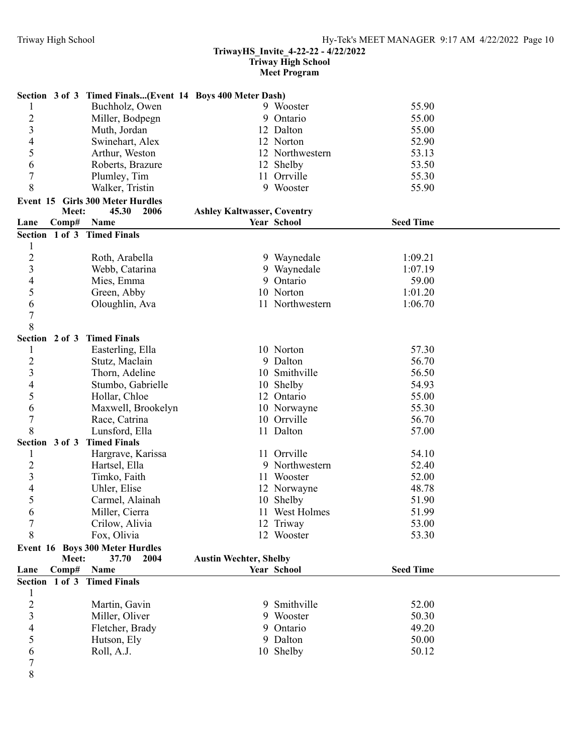**Section 3 of 3 Timed Finals...(Event 14 Boys 400 Meter Dash)**

| Lane | Comp# | Name | Year | School | Seed Time |
|---|---|---|---|---|---|
| 1 | | Buchholz, Owen | 9 | Wooster | 55.90 |
| 2 | | Miller, Bodpegn | 9 | Ontario | 55.00 |
| 3 | | Muth, Jordan | 12 | Dalton | 55.00 |
| 4 | | Swinehart, Alex | 12 | Norton | 52.90 |
| 5 | | Arthur, Weston | 12 | Northwestern | 53.13 |
| 6 | | Roberts, Brazure | 12 | Shelby | 53.50 |
| 7 | | Plumley, Tim | 11 | Orrville | 55.30 |
| 8 | | Walker, Tristin | 9 | Wooster | 55.90 |

## Event 15 Girls 300 Meter Hurdles

Meet: 45.30 2006 Ashley Kaltwasser, Coventry

| Lane | Comp# | Name | Year | School | Seed Time |
|---|---|---|---|---|---|
| **Section 1 of 3 Timed Finals** | | | | | |
| 1 | | | | | |
| 2 | | Roth, Arabella | 9 | Waynedale | 1:09.21 |
| 3 | | Webb, Catarina | 9 | Waynedale | 1:07.19 |
| 4 | | Mies, Emma | 9 | Ontario | 59.00 |
| 5 | | Green, Abby | 10 | Norton | 1:01.20 |
| 6 | | Oloughlin, Ava | 11 | Northwestern | 1:06.70 |
| 7 | | | | | |
| 8 | | | | | |
| **Section 2 of 3 Timed Finals** | | | | | |
| 1 | | Easterling, Ella | 10 | Norton | 57.30 |
| 2 | | Stutz, Maclain | 9 | Dalton | 56.70 |
| 3 | | Thorn, Adeline | 10 | Smithville | 56.50 |
| 4 | | Stumbo, Gabrielle | 10 | Shelby | 54.93 |
| 5 | | Hollar, Chloe | 12 | Ontario | 55.00 |
| 6 | | Maxwell, Brookelyn | 10 | Norwayne | 55.30 |
| 7 | | Race, Catrina | 10 | Orrville | 56.70 |
| 8 | | Lunsford, Ella | 11 | Dalton | 57.00 |
| **Section 3 of 3 Timed Finals** | | | | | |
| 1 | | Hargrave, Karissa | 11 | Orrville | 54.10 |
| 2 | | Hartsel, Ella | 9 | Northwestern | 52.40 |
| 3 | | Timko, Faith | 11 | Wooster | 52.00 |
| 4 | | Uhler, Elise | 12 | Norwayne | 48.78 |
| 5 | | Carmel, Alainah | 10 | Shelby | 51.90 |
| 6 | | Miller, Cierra | 11 | West Holmes | 51.99 |
| 7 | | Crilow, Alivia | 12 | Triway | 53.00 |
| 8 | | Fox, Olivia | 12 | Wooster | 53.30 |

## Event 16 Boys 300 Meter Hurdles

Meet: 37.70 2004 Austin Wechter, Shelby

| Lane | Comp# | Name | Year | School | Seed Time |
|---|---|---|---|---|---|
| **Section 1 of 3 Timed Finals** | | | | | |
| 1 | | | | | |
| 2 | | Martin, Gavin | 9 | Smithville | 52.00 |
| 3 | | Miller, Oliver | 9 | Wooster | 50.30 |
| 4 | | Fletcher, Brady | 9 | Ontario | 49.20 |
| 5 | | Hutson, Ely | 9 | Dalton | 50.00 |
| 6 | | Roll, A.J. | 10 | Shelby | 50.12 |
| 7 | | | | | |
| 8 | | | | | |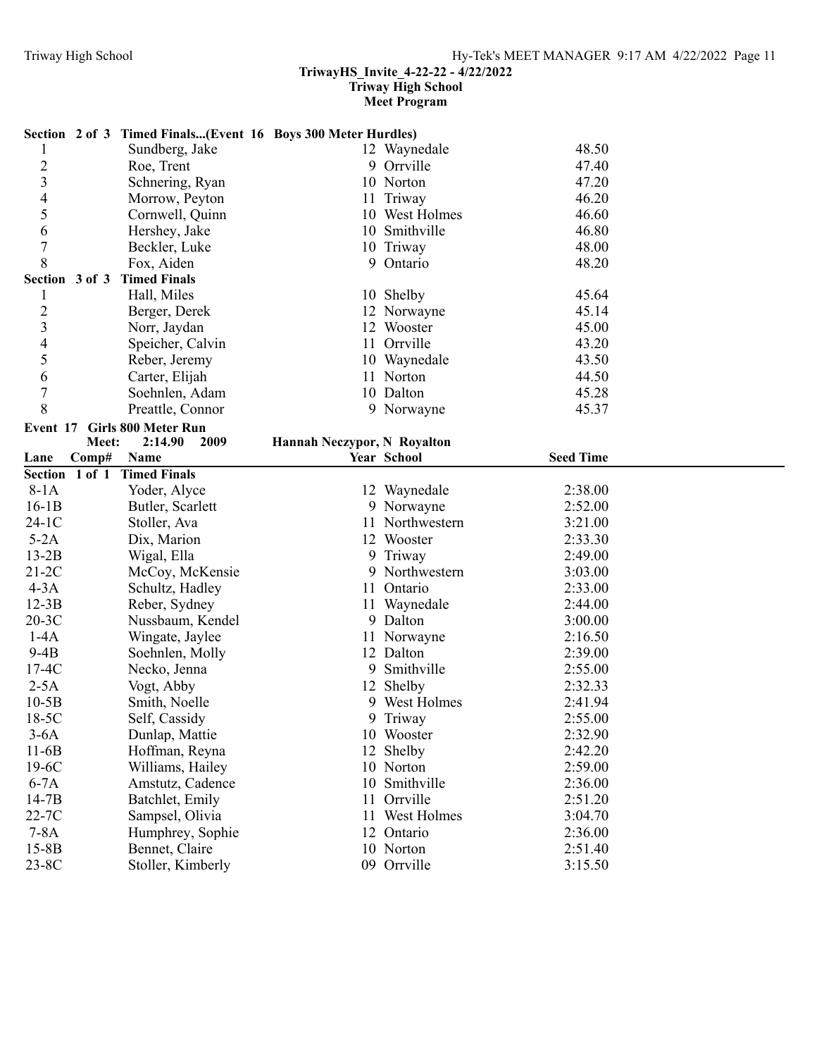**TriwayHS_Invite_4-22-22 - 4/22/2022**
**Triway High School**
**Meet Program**

**Section 2 of 3 Timed Finals...(Event 16 Boys 300 Meter Hurdles)**

| Lane | Name | Year | School | Seed Time |
|---|---|---|---|---|
| 1 | Sundberg, Jake | 12 | Waynedale | 48.50 |
| 2 | Roe, Trent | 9 | Orrville | 47.40 |
| 3 | Schnering, Ryan | 10 | Norton | 47.20 |
| 4 | Morrow, Peyton | 11 | Triway | 46.20 |
| 5 | Cornwell, Quinn | 10 | West Holmes | 46.60 |
| 6 | Hershey, Jake | 10 | Smithville | 46.80 |
| 7 | Beckler, Luke | 10 | Triway | 48.00 |
| 8 | Fox, Aiden | 9 | Ontario | 48.20 |

**Section 3 of 3 Timed Finals**

| Lane | Name | Year | School | Seed Time |
|---|---|---|---|---|
| 1 | Hall, Miles | 10 | Shelby | 45.64 |
| 2 | Berger, Derek | 12 | Norwayne | 45.14 |
| 3 | Norr, Jaydan | 12 | Wooster | 45.00 |
| 4 | Speicher, Calvin | 11 | Orrville | 43.20 |
| 5 | Reber, Jeremy | 10 | Waynedale | 43.50 |
| 6 | Carter, Elijah | 11 | Norton | 44.50 |
| 7 | Soehnlen, Adam | 10 | Dalton | 45.28 |
| 8 | Preattle, Connor | 9 | Norwayne | 45.37 |

**Event 17 Girls 800 Meter Run**

Meet: 2:14.90 2009 Hannah Neczypor, N Royalton

**Section 1 of 1 Timed Finals**

| Lane Comp# | Name | Year | School | Seed Time |
|---|---|---|---|---|
| 8-1A | Yoder, Alyce | 12 | Waynedale | 2:38.00 |
| 16-1B | Butler, Scarlett | 9 | Norwayne | 2:52.00 |
| 24-1C | Stoller, Ava | 11 | Northwestern | 3:21.00 |
| 5-2A | Dix, Marion | 12 | Wooster | 2:33.30 |
| 13-2B | Wigal, Ella | 9 | Triway | 2:49.00 |
| 21-2C | McCoy, McKensie | 9 | Northwestern | 3:03.00 |
| 4-3A | Schultz, Hadley | 11 | Ontario | 2:33.00 |
| 12-3B | Reber, Sydney | 11 | Waynedale | 2:44.00 |
| 20-3C | Nussbaum, Kendel | 9 | Dalton | 3:00.00 |
| 1-4A | Wingate, Jaylee | 11 | Norwayne | 2:16.50 |
| 9-4B | Soehnlen, Molly | 12 | Dalton | 2:39.00 |
| 17-4C | Necko, Jenna | 9 | Smithville | 2:55.00 |
| 2-5A | Vogt, Abby | 12 | Shelby | 2:32.33 |
| 10-5B | Smith, Noelle | 9 | West Holmes | 2:41.94 |
| 18-5C | Self, Cassidy | 9 | Triway | 2:55.00 |
| 3-6A | Dunlap, Mattie | 10 | Wooster | 2:32.90 |
| 11-6B | Hoffman, Reyna | 12 | Shelby | 2:42.20 |
| 19-6C | Williams, Hailey | 10 | Norton | 2:59.00 |
| 6-7A | Amstutz, Cadence | 10 | Smithville | 2:36.00 |
| 14-7B | Batchlet, Emily | 11 | Orrville | 2:51.20 |
| 22-7C | Sampsel, Olivia | 11 | West Holmes | 3:04.70 |
| 7-8A | Humphrey, Sophie | 12 | Ontario | 2:36.00 |
| 15-8B | Bennet, Claire | 10 | Norton | 2:51.40 |
| 23-8C | Stoller, Kimberly | 09 | Orrville | 3:15.50 |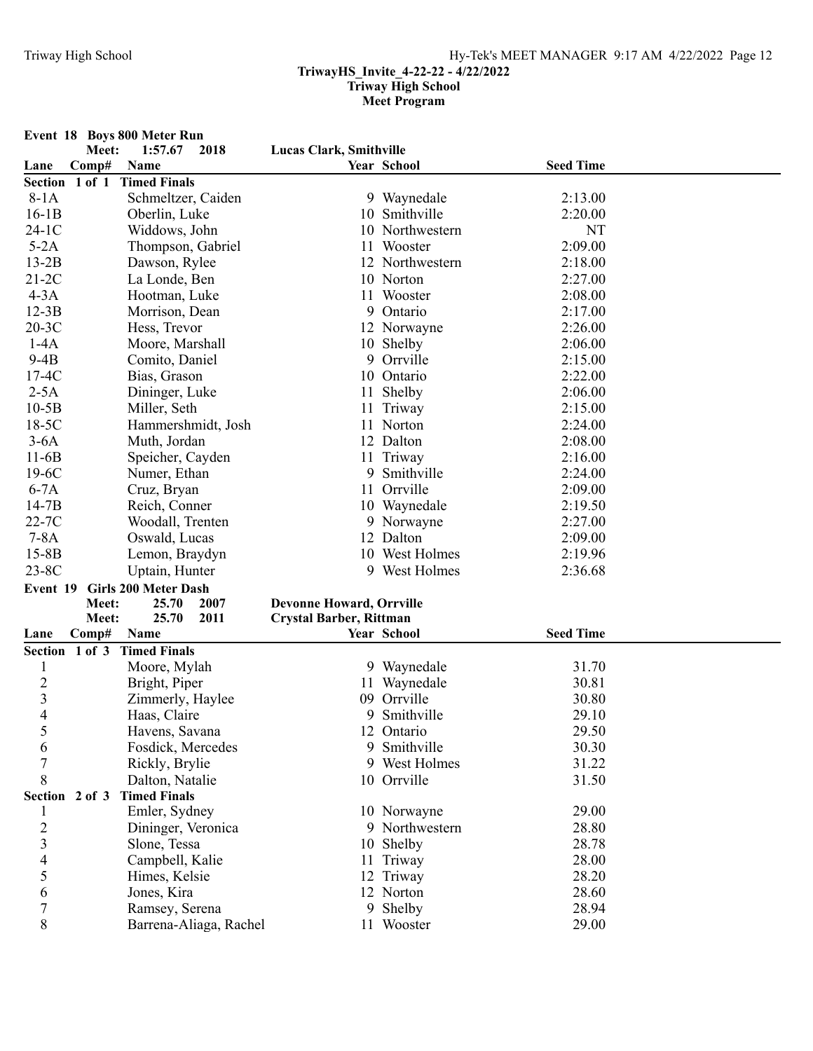**TriwayHS_Invite_4-22-22 - 4/22/2022**
**Triway High School**
**Meet Program**

## Event 18 Boys 800 Meter Run

Meet: 1:57.67 2018 **Lucas Clark, Smithville**

| Lane | Comp# | Name | Year | School | Seed Time |
|---|---|---|---|---|---|
| **Section 1 of 1 Timed Finals** | | | | | |
| 8-1A | | Schmeltzer, Caiden | 9 | Waynedale | 2:13.00 |
| 16-1B | | Oberlin, Luke | 10 | Smithville | 2:20.00 |
| 24-1C | | Widdows, John | 10 | Northwestern | NT |
| 5-2A | | Thompson, Gabriel | 11 | Wooster | 2:09.00 |
| 13-2B | | Dawson, Rylee | 12 | Northwestern | 2:18.00 |
| 21-2C | | La Londe, Ben | 10 | Norton | 2:27.00 |
| 4-3A | | Hootman, Luke | 11 | Wooster | 2:08.00 |
| 12-3B | | Morrison, Dean | 9 | Ontario | 2:17.00 |
| 20-3C | | Hess, Trevor | 12 | Norwayne | 2:26.00 |
| 1-4A | | Moore, Marshall | 10 | Shelby | 2:06.00 |
| 9-4B | | Comito, Daniel | 9 | Orrville | 2:15.00 |
| 17-4C | | Bias, Grason | 10 | Ontario | 2:22.00 |
| 2-5A | | Dininger, Luke | 11 | Shelby | 2:06.00 |
| 10-5B | | Miller, Seth | 11 | Triway | 2:15.00 |
| 18-5C | | Hammershmidt, Josh | 11 | Norton | 2:24.00 |
| 3-6A | | Muth, Jordan | 12 | Dalton | 2:08.00 |
| 11-6B | | Speicher, Cayden | 11 | Triway | 2:16.00 |
| 19-6C | | Numer, Ethan | 9 | Smithville | 2:24.00 |
| 6-7A | | Cruz, Bryan | 11 | Orrville | 2:09.00 |
| 14-7B | | Reich, Conner | 10 | Waynedale | 2:19.50 |
| 22-7C | | Woodall, Trenten | 9 | Norwayne | 2:27.00 |
| 7-8A | | Oswald, Lucas | 12 | Dalton | 2:09.00 |
| 15-8B | | Lemon, Braydyn | 10 | West Holmes | 2:19.96 |
| 23-8C | | Uptain, Hunter | 9 | West Holmes | 2:36.68 |

## Event 19 Girls 200 Meter Dash

Meet: 25.70 2007 **Devonne Howard, Orrville**
Meet: 25.70 2011 **Crystal Barber, Rittman**

| Lane | Comp# | Name | Year | School | Seed Time |
|---|---|---|---|---|---|
| **Section 1 of 3 Timed Finals** | | | | | |
| 1 | | Moore, Mylah | 9 | Waynedale | 31.70 |
| 2 | | Bright, Piper | 11 | Waynedale | 30.81 |
| 3 | | Zimmerly, Haylee | 09 | Orrville | 30.80 |
| 4 | | Haas, Claire | 9 | Smithville | 29.10 |
| 5 | | Havens, Savana | 12 | Ontario | 29.50 |
| 6 | | Fosdick, Mercedes | 9 | Smithville | 30.30 |
| 7 | | Rickly, Brylie | 9 | West Holmes | 31.22 |
| 8 | | Dalton, Natalie | 10 | Orrville | 31.50 |
| **Section 2 of 3 Timed Finals** | | | | | |
| 1 | | Emler, Sydney | 10 | Norwayne | 29.00 |
| 2 | | Dininger, Veronica | 9 | Northwestern | 28.80 |
| 3 | | Slone, Tessa | 10 | Shelby | 28.78 |
| 4 | | Campbell, Kalie | 11 | Triway | 28.00 |
| 5 | | Himes, Kelsie | 12 | Triway | 28.20 |
| 6 | | Jones, Kira | 12 | Norton | 28.60 |
| 7 | | Ramsey, Serena | 9 | Shelby | 28.94 |
| 8 | | Barrena-Aliaga, Rachel | 11 | Wooster | 29.00 |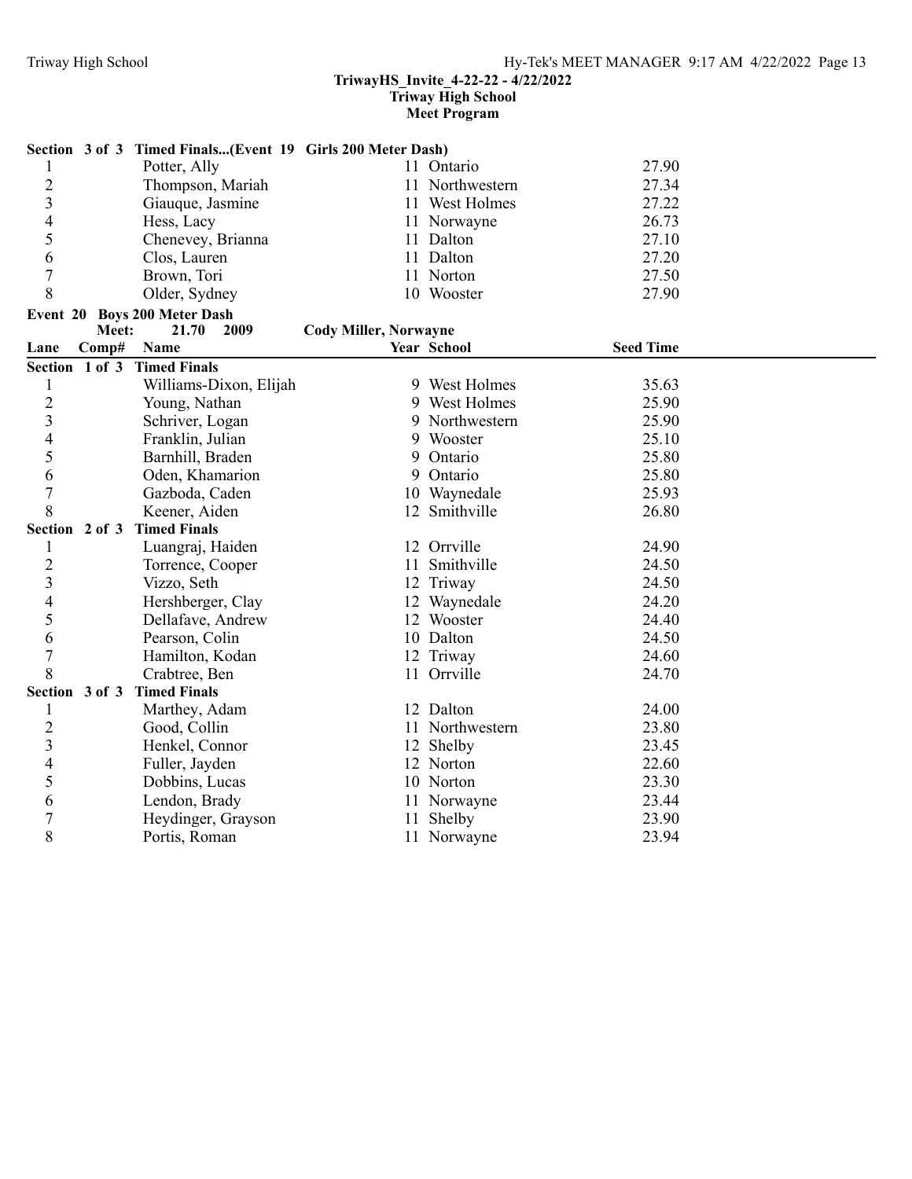**TriwayHS_Invite_4-22-22 - 4/22/2022**
**Triway High School**
**Meet Program**

**Section 3 of 3 Timed Finals...(Event 19 Girls 200 Meter Dash)**

| Lane | Comp# | Name | Year | School | Seed Time |
|---|---|---|---|---|---|
| 1 | | Potter, Ally | 11 | Ontario | 27.90 |
| 2 | | Thompson, Mariah | 11 | Northwestern | 27.34 |
| 3 | | Giauque, Jasmine | 11 | West Holmes | 27.22 |
| 4 | | Hess, Lacy | 11 | Norwayne | 26.73 |
| 5 | | Chenevey, Brianna | 11 | Dalton | 27.10 |
| 6 | | Clos, Lauren | 11 | Dalton | 27.20 |
| 7 | | Brown, Tori | 11 | Norton | 27.50 |
| 8 | | Older, Sydney | 10 | Wooster | 27.90 |

**Event 20 Boys 200 Meter Dash**

**Meet: 21.70 2009 Cody Miller, Norwayne**

| Lane | Comp# | Name | Year | School | Seed Time |
|---|---|---|---|---|---|
| **Section 1 of 3 Timed Finals** | | | | | |
| 1 | | Williams-Dixon, Elijah | 9 | West Holmes | 35.63 |
| 2 | | Young, Nathan | 9 | West Holmes | 25.90 |
| 3 | | Schriver, Logan | 9 | Northwestern | 25.90 |
| 4 | | Franklin, Julian | 9 | Wooster | 25.10 |
| 5 | | Barnhill, Braden | 9 | Ontario | 25.80 |
| 6 | | Oden, Khamarion | 9 | Ontario | 25.80 |
| 7 | | Gazboda, Caden | 10 | Waynedale | 25.93 |
| 8 | | Keener, Aiden | 12 | Smithville | 26.80 |
| **Section 2 of 3 Timed Finals** | | | | | |
| 1 | | Luangraj, Haiden | 12 | Orrville | 24.90 |
| 2 | | Torrence, Cooper | 11 | Smithville | 24.50 |
| 3 | | Vizzo, Seth | 12 | Triway | 24.50 |
| 4 | | Hershberger, Clay | 12 | Waynedale | 24.20 |
| 5 | | Dellafave, Andrew | 12 | Wooster | 24.40 |
| 6 | | Pearson, Colin | 10 | Dalton | 24.50 |
| 7 | | Hamilton, Kodan | 12 | Triway | 24.60 |
| 8 | | Crabtree, Ben | 11 | Orrville | 24.70 |
| **Section 3 of 3 Timed Finals** | | | | | |
| 1 | | Marthey, Adam | 12 | Dalton | 24.00 |
| 2 | | Good, Collin | 11 | Northwestern | 23.80 |
| 3 | | Henkel, Connor | 12 | Shelby | 23.45 |
| 4 | | Fuller, Jayden | 12 | Norton | 22.60 |
| 5 | | Dobbins, Lucas | 10 | Norton | 23.30 |
| 6 | | Lendon, Brady | 11 | Norwayne | 23.44 |
| 7 | | Heydinger, Grayson | 11 | Shelby | 23.90 |
| 8 | | Portis, Roman | 11 | Norwayne | 23.94 |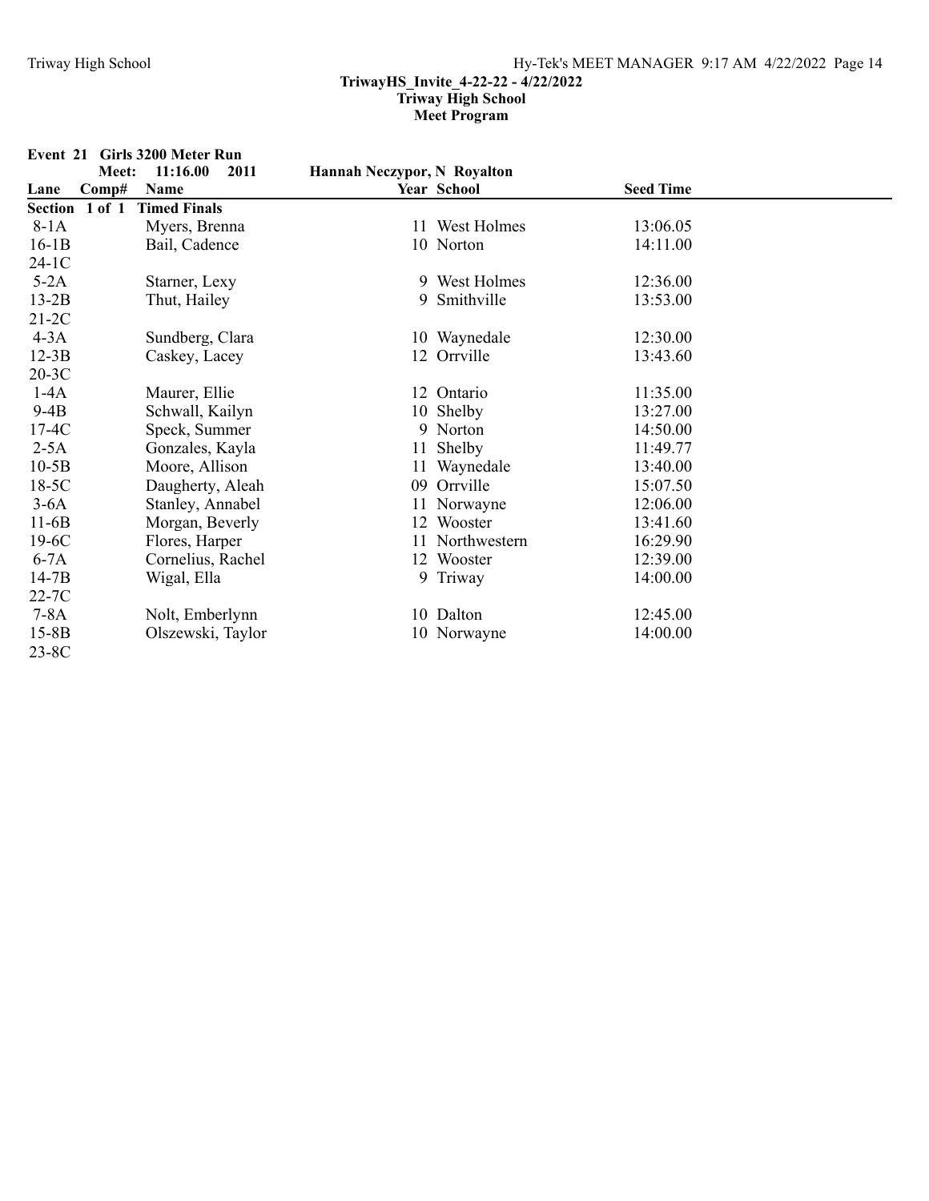**TriwayHS_Invite_4-22-22 - 4/22/2022**
**Triway High School**
**Meet Program**

## Event 21 Girls 3200 Meter Run

**Meet: 11:16.00 2011 Hannah Neczypor, N Royalton**

| Lane | Comp# | Name | Year | School | Seed Time |
|---|---|---|---|---|---|
| **Section 1 of 1** | | **Timed Finals** | | | |
| 8-1A | | Myers, Brenna | 11 | West Holmes | 13:06.05 |
| 16-1B | | Bail, Cadence | 10 | Norton | 14:11.00 |
| 24-1C | | | | | |
| 5-2A | | Starner, Lexy | 9 | West Holmes | 12:36.00 |
| 13-2B | | Thut, Hailey | 9 | Smithville | 13:53.00 |
| 21-2C | | | | | |
| 4-3A | | Sundberg, Clara | 10 | Waynedale | 12:30.00 |
| 12-3B | | Caskey, Lacey | 12 | Orrville | 13:43.60 |
| 20-3C | | | | | |
| 1-4A | | Maurer, Ellie | 12 | Ontario | 11:35.00 |
| 9-4B | | Schwall, Kailyn | 10 | Shelby | 13:27.00 |
| 17-4C | | Speck, Summer | 9 | Norton | 14:50.00 |
| 2-5A | | Gonzales, Kayla | 11 | Shelby | 11:49.77 |
| 10-5B | | Moore, Allison | 11 | Waynedale | 13:40.00 |
| 18-5C | | Daugherty, Aleah | 09 | Orrville | 15:07.50 |
| 3-6A | | Stanley, Annabel | 11 | Norwayne | 12:06.00 |
| 11-6B | | Morgan, Beverly | 12 | Wooster | 13:41.60 |
| 19-6C | | Flores, Harper | 11 | Northwestern | 16:29.90 |
| 6-7A | | Cornelius, Rachel | 12 | Wooster | 12:39.00 |
| 14-7B | | Wigal, Ella | 9 | Triway | 14:00.00 |
| 22-7C | | | | | |
| 7-8A | | Nolt, Emberlynn | 10 | Dalton | 12:45.00 |
| 15-8B | | Olszewski, Taylor | 10 | Norwayne | 14:00.00 |
| 23-8C | | | | | |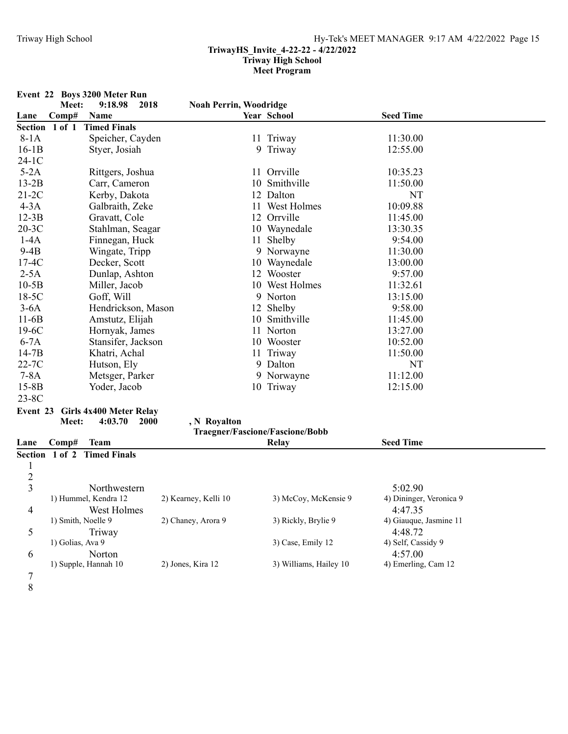**TriwayHS_Invite_4-22-22 - 4/22/2022**
**Triway High School**
**Meet Program**

## Event 22 Boys 3200 Meter Run

Meet: 9:18.98 2018 Noah Perrin, Woodridge

| Lane | Comp# | Name | Year | School | Seed Time |
|---|---|---|---|---|---|
| **Section 1 of 1 Timed Finals** | | | | | |
| 8-1A | | Speicher, Cayden | 11 | Triway | 11:30.00 |
| 16-1B | | Styer, Josiah | 9 | Triway | 12:55.00 |
| 24-1C | | | | | |
| 5-2A | | Rittgers, Joshua | 11 | Orrville | 10:35.23 |
| 13-2B | | Carr, Cameron | 10 | Smithville | 11:50.00 |
| 21-2C | | Kerby, Dakota | 12 | Dalton | NT |
| 4-3A | | Galbraith, Zeke | 11 | West Holmes | 10:09.88 |
| 12-3B | | Gravatt, Cole | 12 | Orrville | 11:45.00 |
| 20-3C | | Stahlman, Seagar | 10 | Waynedale | 13:30.35 |
| 1-4A | | Finnegan, Huck | 11 | Shelby | 9:54.00 |
| 9-4B | | Wingate, Tripp | 9 | Norwayne | 11:30.00 |
| 17-4C | | Decker, Scott | 10 | Waynedale | 13:00.00 |
| 2-5A | | Dunlap, Ashton | 12 | Wooster | 9:57.00 |
| 10-5B | | Miller, Jacob | 10 | West Holmes | 11:32.61 |
| 18-5C | | Goff, Will | 9 | Norton | 13:15.00 |
| 3-6A | | Hendrickson, Mason | 12 | Shelby | 9:58.00 |
| 11-6B | | Amstutz, Elijah | 10 | Smithville | 11:45.00 |
| 19-6C | | Hornyak, James | 11 | Norton | 13:27.00 |
| 6-7A | | Stansifer, Jackson | 10 | Wooster | 10:52.00 |
| 14-7B | | Khatri, Achal | 11 | Triway | 11:50.00 |
| 22-7C | | Hutson, Ely | 9 | Dalton | NT |
| 7-8A | | Metsger, Parker | 9 | Norwayne | 11:12.00 |
| 15-8B | | Yoder, Jacob | 10 | Triway | 12:15.00 |
| 23-8C | | | | | |

## Event 23 Girls 4x400 Meter Relay

Meet: 4:03.70 2000 , N Royalton
Traegner/Fascione/Fascione/Bobb

| Lane | Comp# | Team | Relay | Seed Time |
|---|---|---|---|---|
| **Section 1 of 2 Timed Finals** | | | | |
| 1 | | | | |
| 2 | | | | |
| 3 | | Northwestern | | 5:02.90 |
| | | 1) Hummel, Kendra 12; 2) Kearney, Kelli 10; 3) McCoy, McKensie 9; 4) Dininger, Veronica 9 | | |
| 4 | | West Holmes | | 4:47.35 |
| | | 1) Smith, Noelle 9; 2) Chaney, Arora 9; 3) Rickly, Brylie 9; 4) Giauque, Jasmine 11 | | |
| 5 | | Triway | | 4:48.72 |
| | | 1) Golias, Ava 9; 3) Case, Emily 12; 4) Self, Cassidy 9 | | |
| 6 | | Norton | | 4:57.00 |
| | | 1) Supple, Hannah 10; 2) Jones, Kira 12; 3) Williams, Hailey 10; 4) Emerling, Cam 12 | | |
| 7 | | | | |
| 8 | | | | |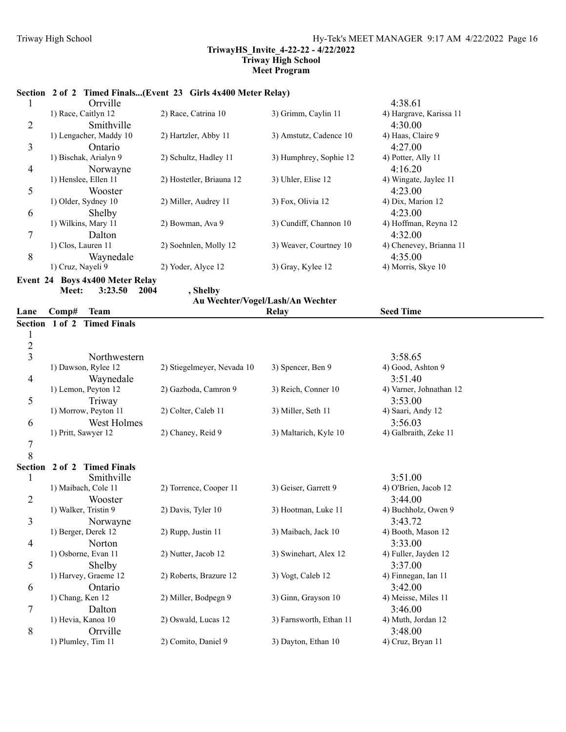**TriwayHS_Invite_4-22-22 - 4/22/2022**
**Triway High School**
**Meet Program**

**Section 2 of 2 Timed Finals...(Event 23 Girls 4x400 Meter Relay)**

| Lane | Team | | | Seed Time |
|---|---|---|---|---|
| 1 | Orrville | | | 4:38.61 |
| | 1) Race, Caitlyn 12 | 2) Race, Catrina 10 | 3) Grimm, Caylin 11 | 4) Hargrave, Karissa 11 |
| 2 | Smithville | | | 4:30.00 |
| | 1) Lengacher, Maddy 10 | 2) Hartzler, Abby 11 | 3) Amstutz, Cadence 10 | 4) Haas, Claire 9 |
| 3 | Ontario | | | 4:27.00 |
| | 1) Bischak, Arialyn 9 | 2) Schultz, Hadley 11 | 3) Humphrey, Sophie 12 | 4) Potter, Ally 11 |
| 4 | Norwayne | | | 4:16.20 |
| | 1) Henslee, Ellen 11 | 2) Hostetler, Briauna 12 | 3) Uhler, Elise 12 | 4) Wingate, Jaylee 11 |
| 5 | Wooster | | | 4:23.00 |
| | 1) Older, Sydney 10 | 2) Miller, Audrey 11 | 3) Fox, Olivia 12 | 4) Dix, Marion 12 |
| 6 | Shelby | | | 4:23.00 |
| | 1) Wilkins, Mary 11 | 2) Bowman, Ava 9 | 3) Cundiff, Channon 10 | 4) Hoffman, Reyna 12 |
| 7 | Dalton | | | 4:32.00 |
| | 1) Clos, Lauren 11 | 2) Soehnlen, Molly 12 | 3) Weaver, Courtney 10 | 4) Chenevey, Brianna 11 |
| 8 | Waynedale | | | 4:35.00 |
| | 1) Cruz, Nayeli 9 | 2) Yoder, Alyce 12 | 3) Gray, Kylee 12 | 4) Morris, Skye 10 |

## Event 24 Boys 4x400 Meter Relay

**Meet: 3:23.50 2004 , Shelby**
Au Wechter/Vogel/Lash/An Wechter

| Lane | Comp# Team | | Relay | Seed Time |
|---|---|---|---|---|
| **Section 1 of 2 Timed Finals** | | | | |
| 1 | | | | |
| 2 | | | | |
| 3 | Northwestern | | | 3:58.65 |
| | 1) Dawson, Rylee 12 | 2) Stiegelmeyer, Nevada 10 | 3) Spencer, Ben 9 | 4) Good, Ashton 9 |
| 4 | Waynedale | | | 3:51.40 |
| | 1) Lemon, Peyton 12 | 2) Gazboda, Camron 9 | 3) Reich, Conner 10 | 4) Varner, Johnathan 12 |
| 5 | Triway | | | 3:53.00 |
| | 1) Morrow, Peyton 11 | 2) Colter, Caleb 11 | 3) Miller, Seth 11 | 4) Saari, Andy 12 |
| 6 | West Holmes | | | 3:56.03 |
| | 1) Pritt, Sawyer 12 | 2) Chaney, Reid 9 | 3) Maltarich, Kyle 10 | 4) Galbraith, Zeke 11 |
| 7 | | | | |
| 8 | | | | |
| **Section 2 of 2 Timed Finals** | | | | |
| 1 | Smithville | | | 3:51.00 |
| | 1) Maibach, Cole 11 | 2) Torrence, Cooper 11 | 3) Geiser, Garrett 9 | 4) O'Brien, Jacob 12 |
| 2 | Wooster | | | 3:44.00 |
| | 1) Walker, Tristin 9 | 2) Davis, Tyler 10 | 3) Hootman, Luke 11 | 4) Buchholz, Owen 9 |
| 3 | Norwayne | | | 3:43.72 |
| | 1) Berger, Derek 12 | 2) Rupp, Justin 11 | 3) Maibach, Jack 10 | 4) Booth, Mason 12 |
| 4 | Norton | | | 3:33.00 |
| | 1) Osborne, Evan 11 | 2) Nutter, Jacob 12 | 3) Swinehart, Alex 12 | 4) Fuller, Jayden 12 |
| 5 | Shelby | | | 3:37.00 |
| | 1) Harvey, Graeme 12 | 2) Roberts, Brazure 12 | 3) Vogt, Caleb 12 | 4) Finnegan, Ian 11 |
| 6 | Ontario | | | 3:42.00 |
| | 1) Chang, Ken 12 | 2) Miller, Bodpegn 9 | 3) Ginn, Grayson 10 | 4) Meisse, Miles 11 |
| 7 | Dalton | | | 3:46.00 |
| | 1) Hevia, Kanoa 10 | 2) Oswald, Lucas 12 | 3) Farnsworth, Ethan 11 | 4) Muth, Jordan 12 |
| 8 | Orrville | | | 3:48.00 |
| | 1) Plumley, Tim 11 | 2) Comito, Daniel 9 | 3) Dayton, Ethan 10 | 4) Cruz, Bryan 11 |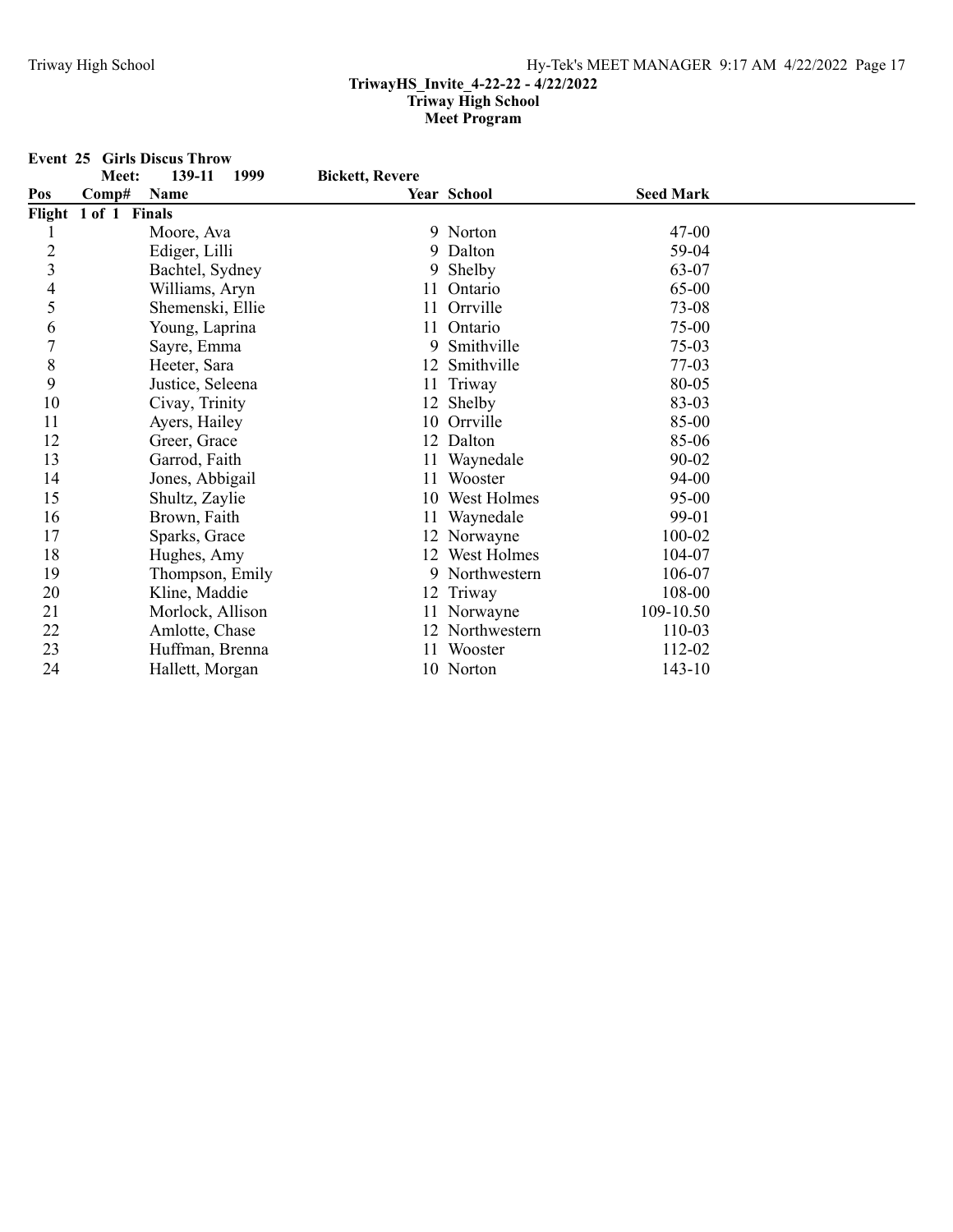TriwayHS_Invite_4-22-22 - 4/22/2022
Triway High School
Meet Program

**Event 25 Girls Discus Throw**

**Meet: 139-11 1999 Bickett, Revere**

| Pos | Comp# | Name | Year | School | Seed Mark |
|---|---|---|---|---|---|
| **Flight 1 of 1 Finals** | | | | | |
| 1 | | Moore, Ava | 9 | Norton | 47-00 |
| 2 | | Ediger, Lilli | 9 | Dalton | 59-04 |
| 3 | | Bachtel, Sydney | 9 | Shelby | 63-07 |
| 4 | | Williams, Aryn | 11 | Ontario | 65-00 |
| 5 | | Shemenski, Ellie | 11 | Orrville | 73-08 |
| 6 | | Young, Laprina | 11 | Ontario | 75-00 |
| 7 | | Sayre, Emma | 9 | Smithville | 75-03 |
| 8 | | Heeter, Sara | 12 | Smithville | 77-03 |
| 9 | | Justice, Seleena | 11 | Triway | 80-05 |
| 10 | | Civay, Trinity | 12 | Shelby | 83-03 |
| 11 | | Ayers, Hailey | 10 | Orrville | 85-00 |
| 12 | | Greer, Grace | 12 | Dalton | 85-06 |
| 13 | | Garrod, Faith | 11 | Waynedale | 90-02 |
| 14 | | Jones, Abbigail | 11 | Wooster | 94-00 |
| 15 | | Shultz, Zaylie | 10 | West Holmes | 95-00 |
| 16 | | Brown, Faith | 11 | Waynedale | 99-01 |
| 17 | | Sparks, Grace | 12 | Norwayne | 100-02 |
| 18 | | Hughes, Amy | 12 | West Holmes | 104-07 |
| 19 | | Thompson, Emily | 9 | Northwestern | 106-07 |
| 20 | | Kline, Maddie | 12 | Triway | 108-00 |
| 21 | | Morlock, Allison | 11 | Norwayne | 109-10.50 |
| 22 | | Amlotte, Chase | 12 | Northwestern | 110-03 |
| 23 | | Huffman, Brenna | 11 | Wooster | 112-02 |
| 24 | | Hallett, Morgan | 10 | Norton | 143-10 |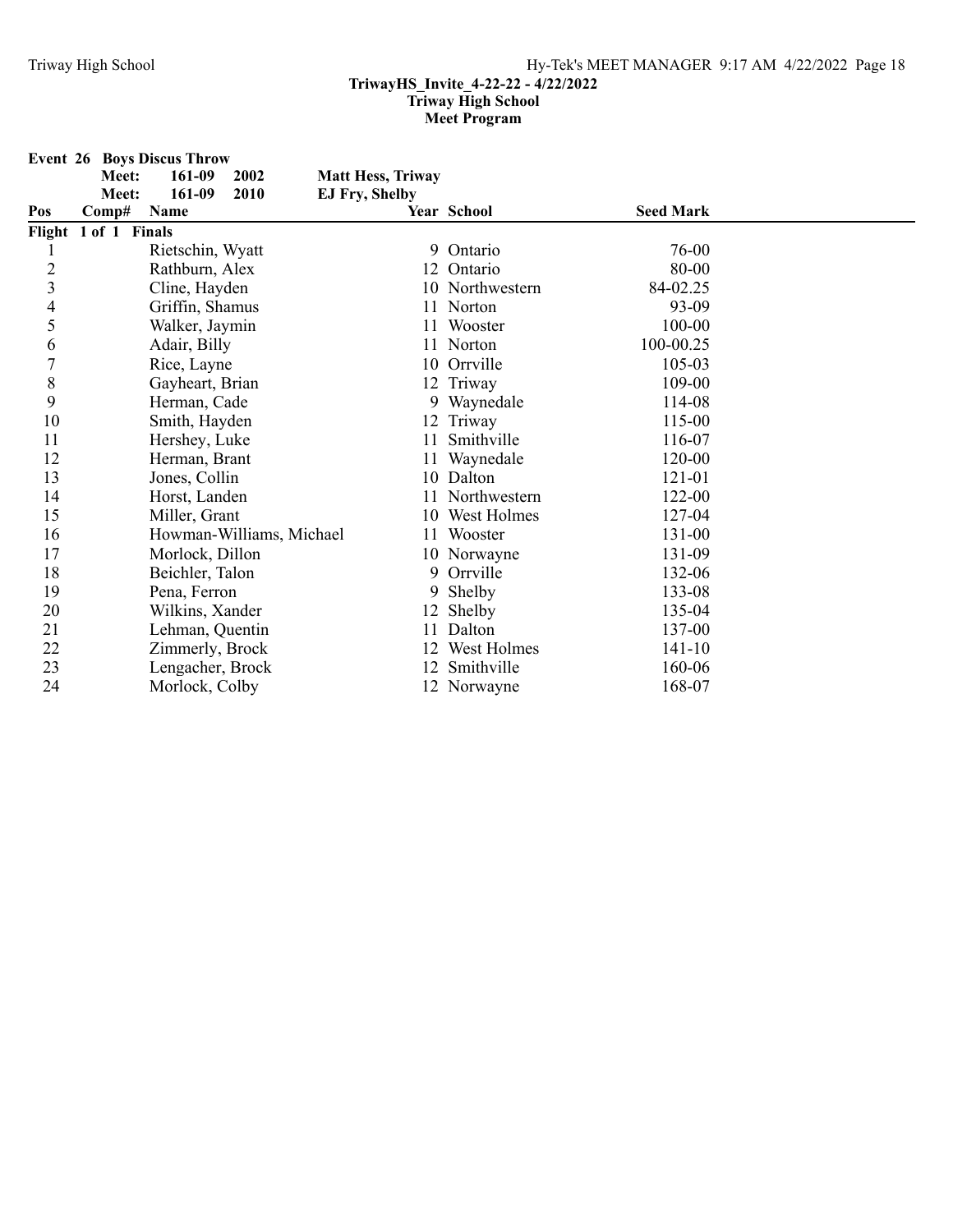**TriwayHS_Invite_4-22-22 - 4/22/2022**
**Triway High School**
**Meet Program**

**Event 26 Boys Discus Throw**

| | | | | |
|---|---|---|---|---|
| Meet: | 161-09 | 2002 | Matt Hess, Triway | |
| Meet: | 161-09 | 2010 | EJ Fry, Shelby | |

| Pos | Comp# | Name | Year | School | Seed Mark |
|---|---|---|---|---|---|
| **Flight 1 of 1 Finals** | | | | | |
| 1 | | Rietschin, Wyatt | 9 | Ontario | 76-00 |
| 2 | | Rathburn, Alex | 12 | Ontario | 80-00 |
| 3 | | Cline, Hayden | 10 | Northwestern | 84-02.25 |
| 4 | | Griffin, Shamus | 11 | Norton | 93-09 |
| 5 | | Walker, Jaymin | 11 | Wooster | 100-00 |
| 6 | | Adair, Billy | 11 | Norton | 100-00.25 |
| 7 | | Rice, Layne | 10 | Orrville | 105-03 |
| 8 | | Gayheart, Brian | 12 | Triway | 109-00 |
| 9 | | Herman, Cade | 9 | Waynedale | 114-08 |
| 10 | | Smith, Hayden | 12 | Triway | 115-00 |
| 11 | | Hershey, Luke | 11 | Smithville | 116-07 |
| 12 | | Herman, Brant | 11 | Waynedale | 120-00 |
| 13 | | Jones, Collin | 10 | Dalton | 121-01 |
| 14 | | Horst, Landen | 11 | Northwestern | 122-00 |
| 15 | | Miller, Grant | 10 | West Holmes | 127-04 |
| 16 | | Howman-Williams, Michael | 11 | Wooster | 131-00 |
| 17 | | Morlock, Dillon | 10 | Norwayne | 131-09 |
| 18 | | Beichler, Talon | 9 | Orrville | 132-06 |
| 19 | | Pena, Ferron | 9 | Shelby | 133-08 |
| 20 | | Wilkins, Xander | 12 | Shelby | 135-04 |
| 21 | | Lehman, Quentin | 11 | Dalton | 137-00 |
| 22 | | Zimmerly, Brock | 12 | West Holmes | 141-10 |
| 23 | | Lengacher, Brock | 12 | Smithville | 160-06 |
| 24 | | Morlock, Colby | 12 | Norwayne | 168-07 |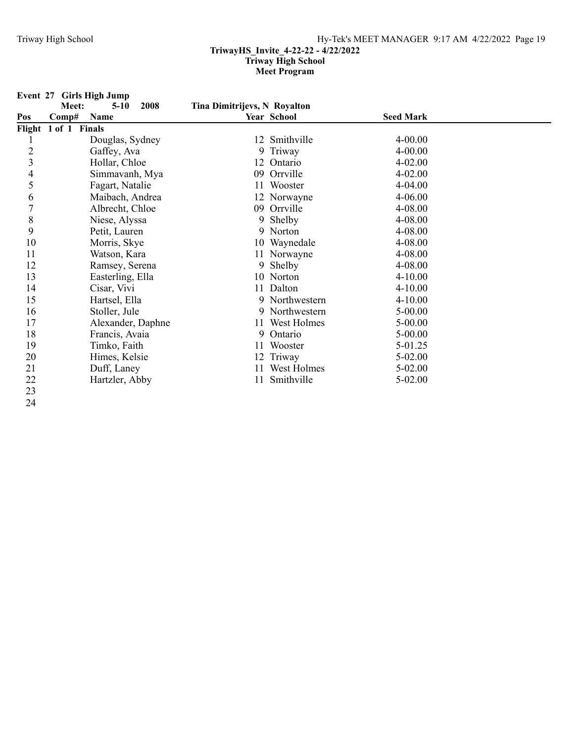**TriwayHS_Invite_4-22-22 - 4/22/2022**
**Triway High School**
**Meet Program**

**Event 27 Girls High Jump**

**Meet: 5-10 2008 Tina Dimitrijevs, N Royalton**

| Pos | Comp# | Name | Year | School | Seed Mark |
|---|---|---|---|---|---|
| **Flight 1 of 1 Finals** | | | | | |
| 1 | | Douglas, Sydney | 12 | Smithville | 4-00.00 |
| 2 | | Gaffey, Ava | 9 | Triway | 4-00.00 |
| 3 | | Hollar, Chloe | 12 | Ontario | 4-02.00 |
| 4 | | Simmavanh, Mya | 09 | Orrville | 4-02.00 |
| 5 | | Fagart, Natalie | 11 | Wooster | 4-04.00 |
| 6 | | Maibach, Andrea | 12 | Norwayne | 4-06.00 |
| 7 | | Albrecht, Chloe | 09 | Orrville | 4-08.00 |
| 8 | | Niese, Alyssa | 9 | Shelby | 4-08.00 |
| 9 | | Petit, Lauren | 9 | Norton | 4-08.00 |
| 10 | | Morris, Skye | 10 | Waynedale | 4-08.00 |
| 11 | | Watson, Kara | 11 | Norwayne | 4-08.00 |
| 12 | | Ramsey, Serena | 9 | Shelby | 4-08.00 |
| 13 | | Easterling, Ella | 10 | Norton | 4-10.00 |
| 14 | | Cisar, Vivi | 11 | Dalton | 4-10.00 |
| 15 | | Hartsel, Ella | 9 | Northwestern | 4-10.00 |
| 16 | | Stoller, Jule | 9 | Northwestern | 5-00.00 |
| 17 | | Alexander, Daphne | 11 | West Holmes | 5-00.00 |
| 18 | | Francis, Avaia | 9 | Ontario | 5-00.00 |
| 19 | | Timko, Faith | 11 | Wooster | 5-01.25 |
| 20 | | Himes, Kelsie | 12 | Triway | 5-02.00 |
| 21 | | Duff, Laney | 11 | West Holmes | 5-02.00 |
| 22 | | Hartzler, Abby | 11 | Smithville | 5-02.00 |
| 23 | | | | | |
| 24 | | | | | |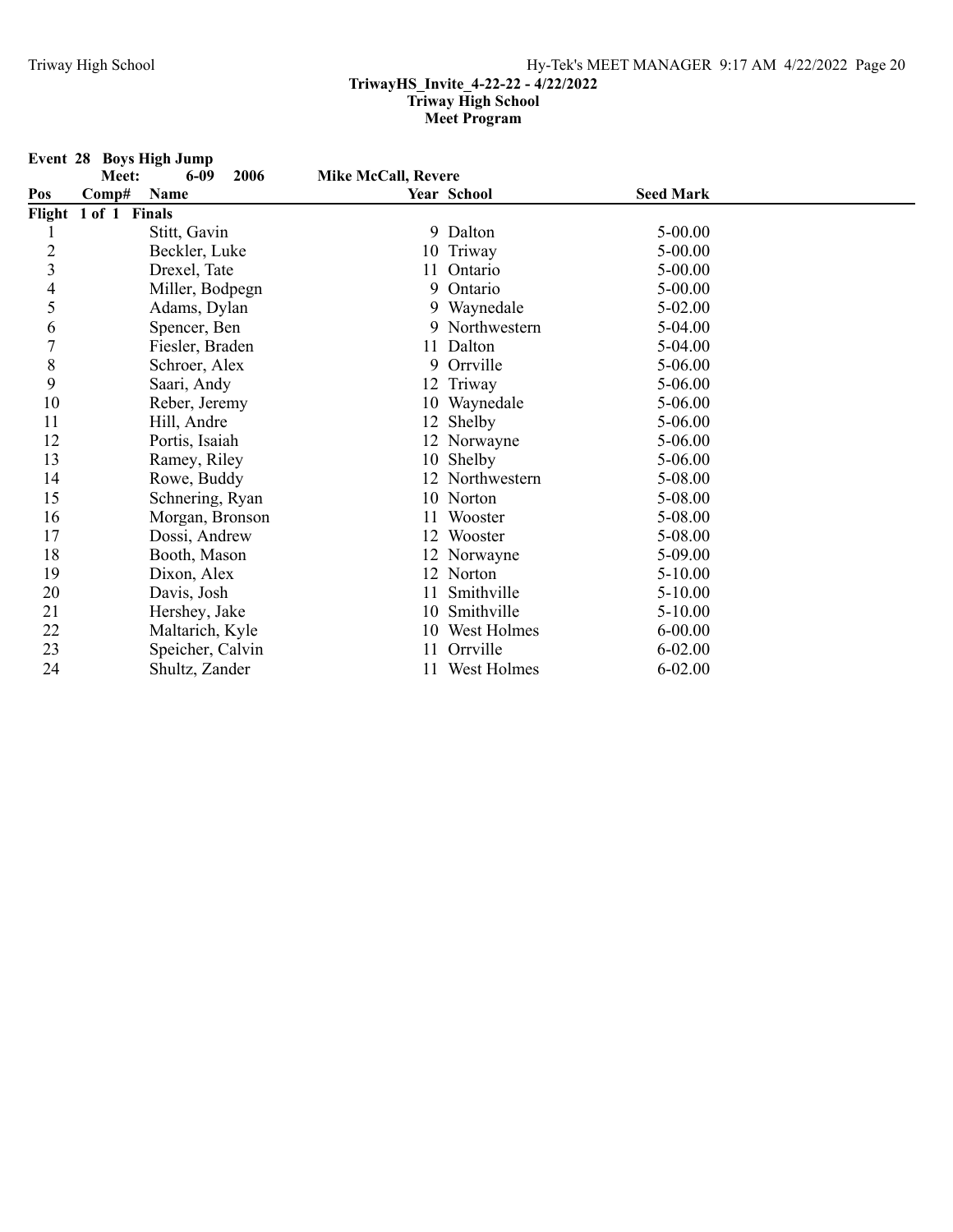**TriwayHS_Invite_4-22-22 - 4/22/2022**
**Triway High School**
**Meet Program**

## Event 28 Boys High Jump

**Meet: 6-09 2006 Mike McCall, Revere**

| Pos | Comp# | Name | Year | School | Seed Mark |
|---|---|---|---|---|---|
| **Flight 1 of 1 Finals** | | | | | |
| 1 | | Stitt, Gavin | 9 | Dalton | 5-00.00 |
| 2 | | Beckler, Luke | 10 | Triway | 5-00.00 |
| 3 | | Drexel, Tate | 11 | Ontario | 5-00.00 |
| 4 | | Miller, Bodpegn | 9 | Ontario | 5-00.00 |
| 5 | | Adams, Dylan | 9 | Waynedale | 5-02.00 |
| 6 | | Spencer, Ben | 9 | Northwestern | 5-04.00 |
| 7 | | Fiesler, Braden | 11 | Dalton | 5-04.00 |
| 8 | | Schroer, Alex | 9 | Orrville | 5-06.00 |
| 9 | | Saari, Andy | 12 | Triway | 5-06.00 |
| 10 | | Reber, Jeremy | 10 | Waynedale | 5-06.00 |
| 11 | | Hill, Andre | 12 | Shelby | 5-06.00 |
| 12 | | Portis, Isaiah | 12 | Norwayne | 5-06.00 |
| 13 | | Ramey, Riley | 10 | Shelby | 5-06.00 |
| 14 | | Rowe, Buddy | 12 | Northwestern | 5-08.00 |
| 15 | | Schnering, Ryan | 10 | Norton | 5-08.00 |
| 16 | | Morgan, Bronson | 11 | Wooster | 5-08.00 |
| 17 | | Dossi, Andrew | 12 | Wooster | 5-08.00 |
| 18 | | Booth, Mason | 12 | Norwayne | 5-09.00 |
| 19 | | Dixon, Alex | 12 | Norton | 5-10.00 |
| 20 | | Davis, Josh | 11 | Smithville | 5-10.00 |
| 21 | | Hershey, Jake | 10 | Smithville | 5-10.00 |
| 22 | | Maltarich, Kyle | 10 | West Holmes | 6-00.00 |
| 23 | | Speicher, Calvin | 11 | Orrville | 6-02.00 |
| 24 | | Shultz, Zander | 11 | West Holmes | 6-02.00 |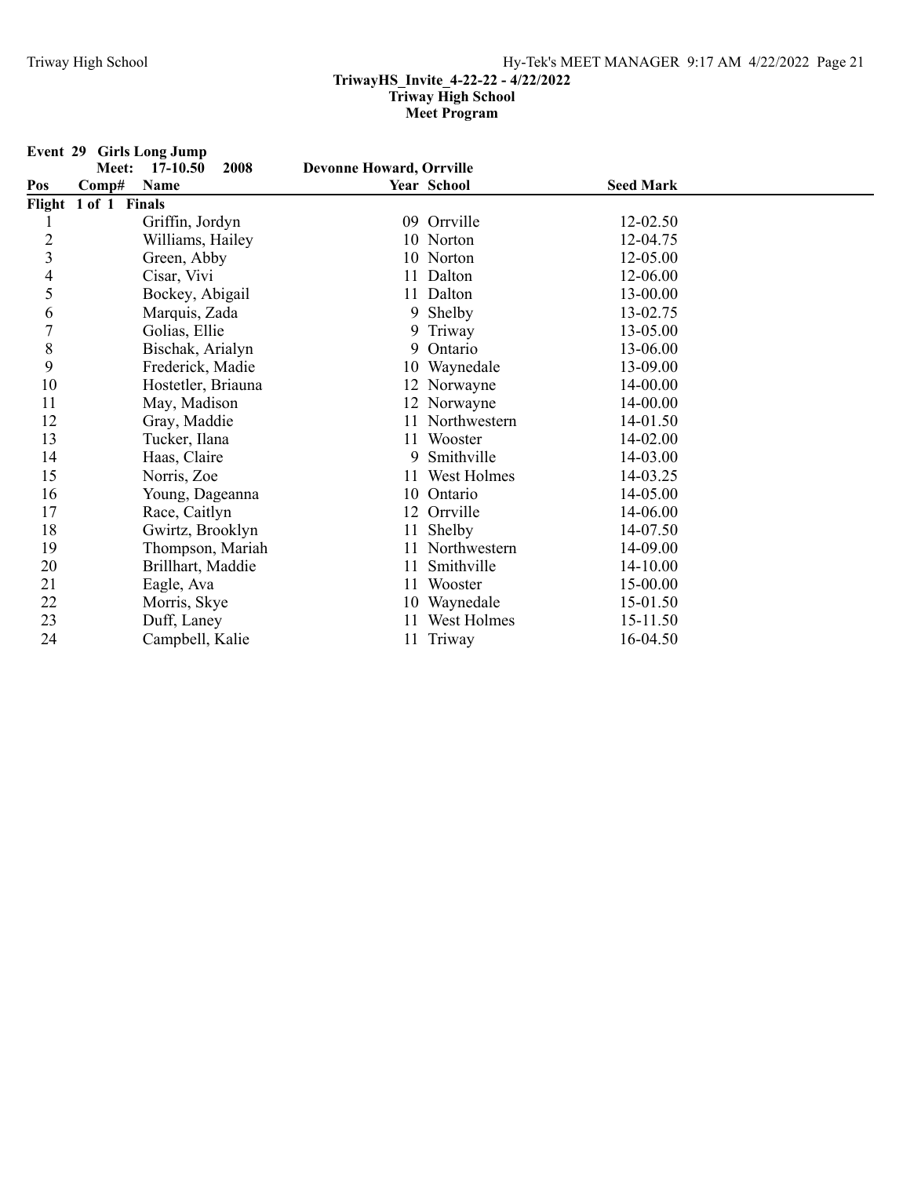**TriwayHS_Invite_4-22-22 - 4/22/2022**
**Triway High School**
**Meet Program**

**Event 29 Girls Long Jump**

**Meet: 17-10.50 2008 Devonne Howard, Orrville**

| Pos | Comp# | Name | Year | School | Seed Mark |
|---|---|---|---|---|---|
| **Flight 1 of 1 Finals** | | | | | |
| 1 | | Griffin, Jordyn | 09 | Orrville | 12-02.50 |
| 2 | | Williams, Hailey | 10 | Norton | 12-04.75 |
| 3 | | Green, Abby | 10 | Norton | 12-05.00 |
| 4 | | Cisar, Vivi | 11 | Dalton | 12-06.00 |
| 5 | | Bockey, Abigail | 11 | Dalton | 13-00.00 |
| 6 | | Marquis, Zada | 9 | Shelby | 13-02.75 |
| 7 | | Golias, Ellie | 9 | Triway | 13-05.00 |
| 8 | | Bischak, Arialyn | 9 | Ontario | 13-06.00 |
| 9 | | Frederick, Madie | 10 | Waynedale | 13-09.00 |
| 10 | | Hostetler, Briauna | 12 | Norwayne | 14-00.00 |
| 11 | | May, Madison | 12 | Norwayne | 14-00.00 |
| 12 | | Gray, Maddie | 11 | Northwestern | 14-01.50 |
| 13 | | Tucker, Ilana | 11 | Wooster | 14-02.00 |
| 14 | | Haas, Claire | 9 | Smithville | 14-03.00 |
| 15 | | Norris, Zoe | 11 | West Holmes | 14-03.25 |
| 16 | | Young, Dageanna | 10 | Ontario | 14-05.00 |
| 17 | | Race, Caitlyn | 12 | Orrville | 14-06.00 |
| 18 | | Gwirtz, Brooklyn | 11 | Shelby | 14-07.50 |
| 19 | | Thompson, Mariah | 11 | Northwestern | 14-09.00 |
| 20 | | Brillhart, Maddie | 11 | Smithville | 14-10.00 |
| 21 | | Eagle, Ava | 11 | Wooster | 15-00.00 |
| 22 | | Morris, Skye | 10 | Waynedale | 15-01.50 |
| 23 | | Duff, Laney | 11 | West Holmes | 15-11.50 |
| 24 | | Campbell, Kalie | 11 | Triway | 16-04.50 |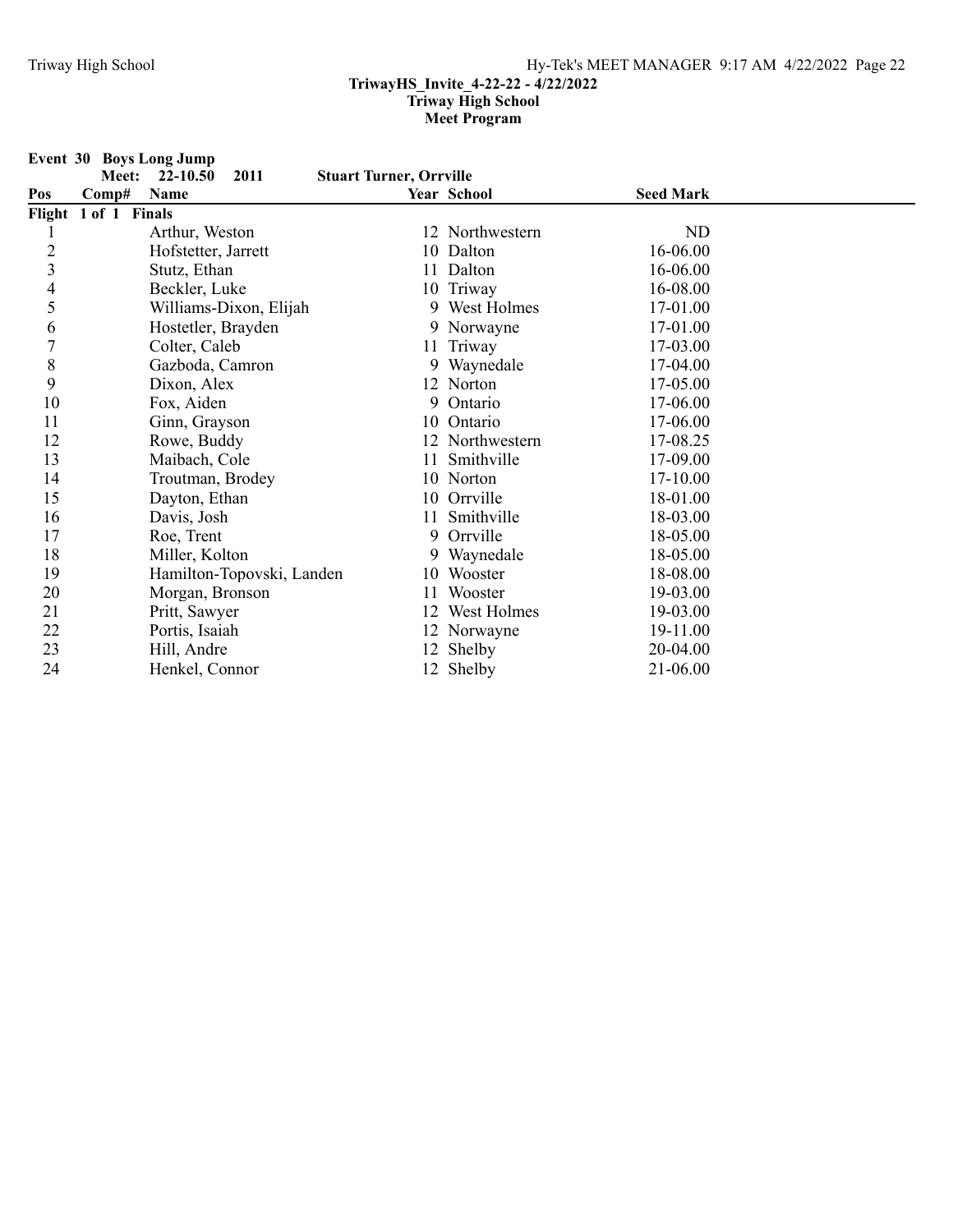**TriwayHS_Invite_4-22-22 - 4/22/2022**
**Triway High School**
**Meet Program**

**Event 30 Boys Long Jump**

**Meet: 22-10.50 2011 Stuart Turner, Orrville**

| Pos | Comp# | Name | Year | School | Seed Mark |
|---|---|---|---|---|---|
| **Flight 1 of 1 Finals** | | | | | |
| 1 | | Arthur, Weston | 12 | Northwestern | ND |
| 2 | | Hofstetter, Jarrett | 10 | Dalton | 16-06.00 |
| 3 | | Stutz, Ethan | 11 | Dalton | 16-06.00 |
| 4 | | Beckler, Luke | 10 | Triway | 16-08.00 |
| 5 | | Williams-Dixon, Elijah | 9 | West Holmes | 17-01.00 |
| 6 | | Hostetler, Brayden | 9 | Norwayne | 17-01.00 |
| 7 | | Colter, Caleb | 11 | Triway | 17-03.00 |
| 8 | | Gazboda, Camron | 9 | Waynedale | 17-04.00 |
| 9 | | Dixon, Alex | 12 | Norton | 17-05.00 |
| 10 | | Fox, Aiden | 9 | Ontario | 17-06.00 |
| 11 | | Ginn, Grayson | 10 | Ontario | 17-06.00 |
| 12 | | Rowe, Buddy | 12 | Northwestern | 17-08.25 |
| 13 | | Maibach, Cole | 11 | Smithville | 17-09.00 |
| 14 | | Troutman, Brodey | 10 | Norton | 17-10.00 |
| 15 | | Dayton, Ethan | 10 | Orrville | 18-01.00 |
| 16 | | Davis, Josh | 11 | Smithville | 18-03.00 |
| 17 | | Roe, Trent | 9 | Orrville | 18-05.00 |
| 18 | | Miller, Kolton | 9 | Waynedale | 18-05.00 |
| 19 | | Hamilton-Topovski, Landen | 10 | Wooster | 18-08.00 |
| 20 | | Morgan, Bronson | 11 | Wooster | 19-03.00 |
| 21 | | Pritt, Sawyer | 12 | West Holmes | 19-03.00 |
| 22 | | Portis, Isaiah | 12 | Norwayne | 19-11.00 |
| 23 | | Hill, Andre | 12 | Shelby | 20-04.00 |
| 24 | | Henkel, Connor | 12 | Shelby | 21-06.00 |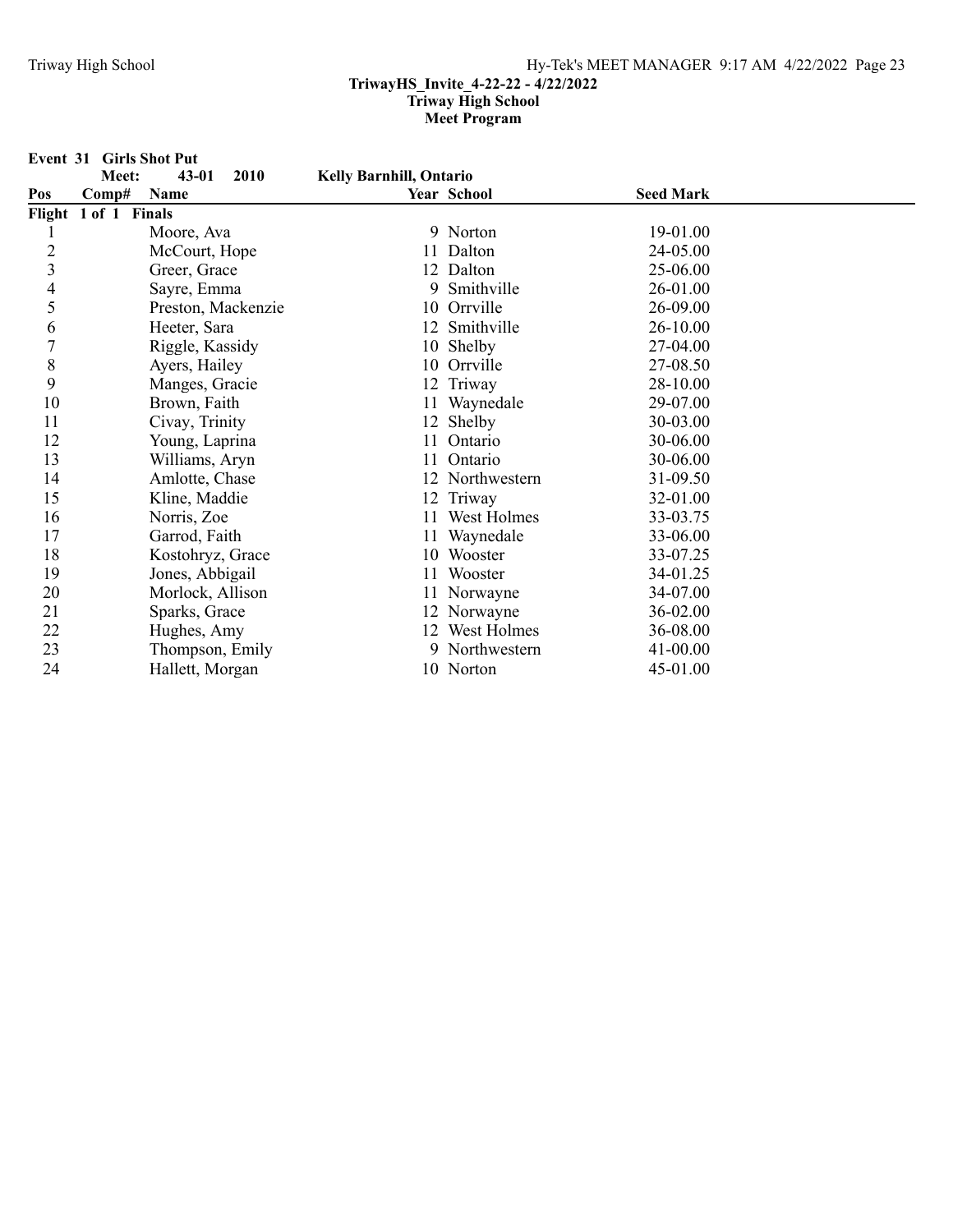TriwayHS_Invite_4-22-22 - 4/22/2022
Triway High School
Meet Program

**Event 31 Girls Shot Put**

**Meet: 43-01 2010 Kelly Barnhill, Ontario**

| Pos | Comp# | Name | Year | School | Seed Mark |
|---|---|---|---|---|---|
| **Flight 1 of 1 Finals** | | | | | |
| 1 | | Moore, Ava | 9 | Norton | 19-01.00 |
| 2 | | McCourt, Hope | 11 | Dalton | 24-05.00 |
| 3 | | Greer, Grace | 12 | Dalton | 25-06.00 |
| 4 | | Sayre, Emma | 9 | Smithville | 26-01.00 |
| 5 | | Preston, Mackenzie | 10 | Orrville | 26-09.00 |
| 6 | | Heeter, Sara | 12 | Smithville | 26-10.00 |
| 7 | | Riggle, Kassidy | 10 | Shelby | 27-04.00 |
| 8 | | Ayers, Hailey | 10 | Orrville | 27-08.50 |
| 9 | | Manges, Gracie | 12 | Triway | 28-10.00 |
| 10 | | Brown, Faith | 11 | Waynedale | 29-07.00 |
| 11 | | Civay, Trinity | 12 | Shelby | 30-03.00 |
| 12 | | Young, Laprina | 11 | Ontario | 30-06.00 |
| 13 | | Williams, Aryn | 11 | Ontario | 30-06.00 |
| 14 | | Amlotte, Chase | 12 | Northwestern | 31-09.50 |
| 15 | | Kline, Maddie | 12 | Triway | 32-01.00 |
| 16 | | Norris, Zoe | 11 | West Holmes | 33-03.75 |
| 17 | | Garrod, Faith | 11 | Waynedale | 33-06.00 |
| 18 | | Kostohryz, Grace | 10 | Wooster | 33-07.25 |
| 19 | | Jones, Abbigail | 11 | Wooster | 34-01.25 |
| 20 | | Morlock, Allison | 11 | Norwayne | 34-07.00 |
| 21 | | Sparks, Grace | 12 | Norwayne | 36-02.00 |
| 22 | | Hughes, Amy | 12 | West Holmes | 36-08.00 |
| 23 | | Thompson, Emily | 9 | Northwestern | 41-00.00 |
| 24 | | Hallett, Morgan | 10 | Norton | 45-01.00 |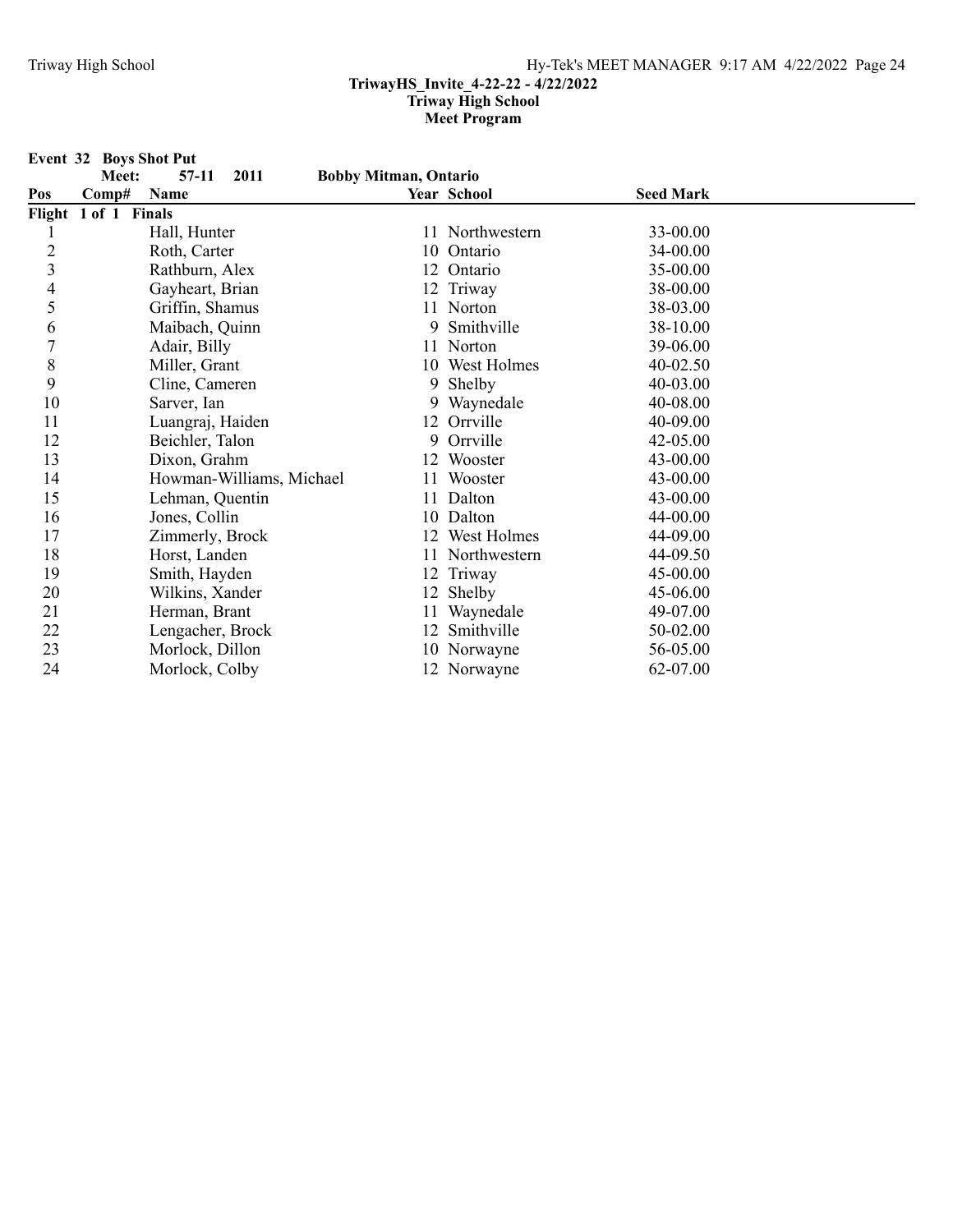TriwayHS_Invite_4-22-22 - 4/22/2022
Triway High School
Meet Program

**Event 32 Boys Shot Put**

Meet: 57-11 2011 Bobby Mitman, Ontario

| Pos | Comp# | Name | Year | School | Seed Mark |
|---|---|---|---|---|---|
| **Flight 1 of 1 Finals** | | | | | |
| 1 | | Hall, Hunter | 11 | Northwestern | 33-00.00 |
| 2 | | Roth, Carter | 10 | Ontario | 34-00.00 |
| 3 | | Rathburn, Alex | 12 | Ontario | 35-00.00 |
| 4 | | Gayheart, Brian | 12 | Triway | 38-00.00 |
| 5 | | Griffin, Shamus | 11 | Norton | 38-03.00 |
| 6 | | Maibach, Quinn | 9 | Smithville | 38-10.00 |
| 7 | | Adair, Billy | 11 | Norton | 39-06.00 |
| 8 | | Miller, Grant | 10 | West Holmes | 40-02.50 |
| 9 | | Cline, Cameren | 9 | Shelby | 40-03.00 |
| 10 | | Sarver, Ian | 9 | Waynedale | 40-08.00 |
| 11 | | Luangraj, Haiden | 12 | Orrville | 40-09.00 |
| 12 | | Beichler, Talon | 9 | Orrville | 42-05.00 |
| 13 | | Dixon, Grahm | 12 | Wooster | 43-00.00 |
| 14 | | Howman-Williams, Michael | 11 | Wooster | 43-00.00 |
| 15 | | Lehman, Quentin | 11 | Dalton | 43-00.00 |
| 16 | | Jones, Collin | 10 | Dalton | 44-00.00 |
| 17 | | Zimmerly, Brock | 12 | West Holmes | 44-09.00 |
| 18 | | Horst, Landen | 11 | Northwestern | 44-09.50 |
| 19 | | Smith, Hayden | 12 | Triway | 45-00.00 |
| 20 | | Wilkins, Xander | 12 | Shelby | 45-06.00 |
| 21 | | Herman, Brant | 11 | Waynedale | 49-07.00 |
| 22 | | Lengacher, Brock | 12 | Smithville | 50-02.00 |
| 23 | | Morlock, Dillon | 10 | Norwayne | 56-05.00 |
| 24 | | Morlock, Colby | 12 | Norwayne | 62-07.00 |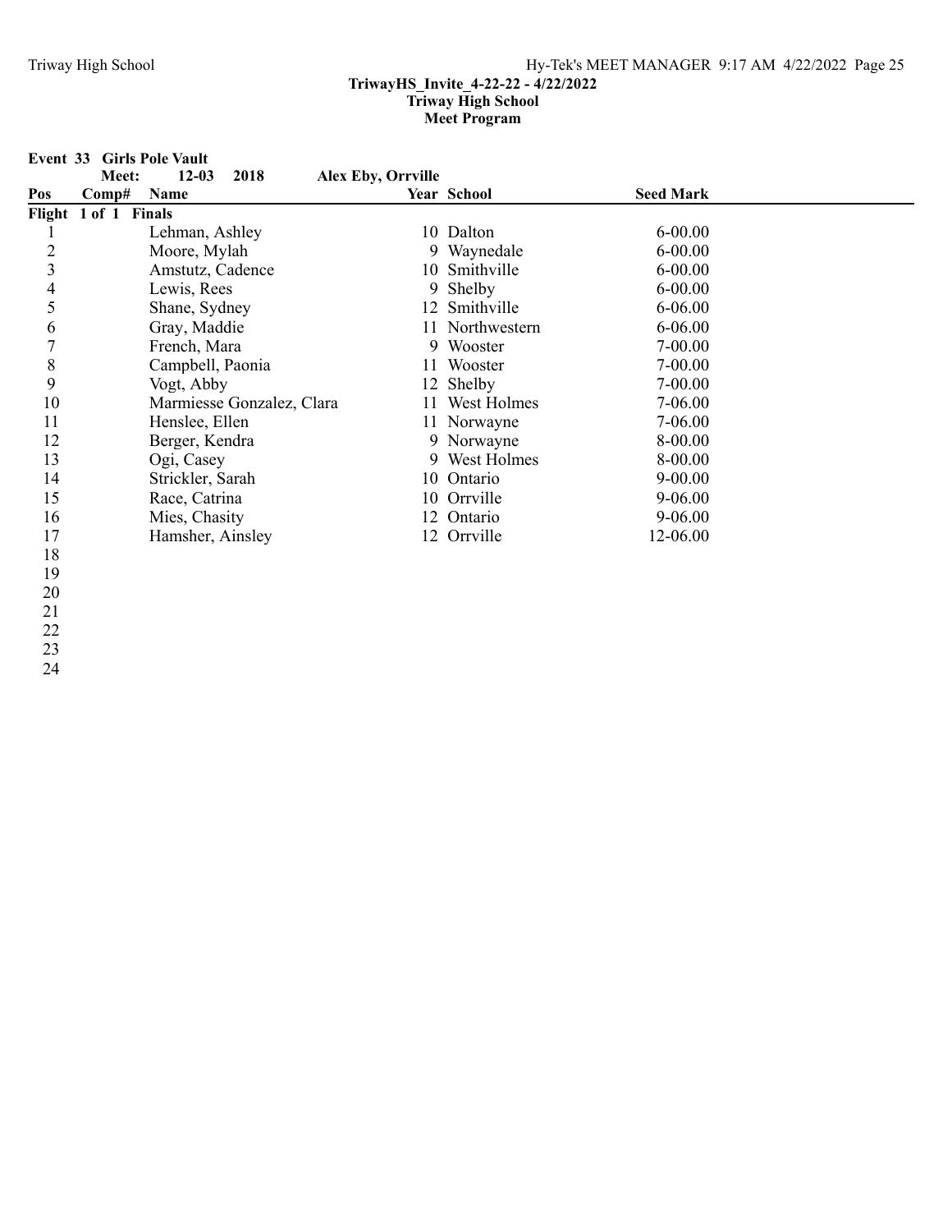**TriwayHS_Invite_4-22-22 - 4/22/2022**
**Triway High School**
**Meet Program**

**Event 33 Girls Pole Vault**

**Meet: 12-03 2018 Alex Eby, Orrville**

| Pos | Comp# | Name | Year | School | Seed Mark |
|---|---|---|---|---|---|
| **Flight 1 of 1 Finals** | | | | | |
| 1 | | Lehman, Ashley | 10 | Dalton | 6-00.00 |
| 2 | | Moore, Mylah | 9 | Waynedale | 6-00.00 |
| 3 | | Amstutz, Cadence | 10 | Smithville | 6-00.00 |
| 4 | | Lewis, Rees | 9 | Shelby | 6-00.00 |
| 5 | | Shane, Sydney | 12 | Smithville | 6-06.00 |
| 6 | | Gray, Maddie | 11 | Northwestern | 6-06.00 |
| 7 | | French, Mara | 9 | Wooster | 7-00.00 |
| 8 | | Campbell, Paonia | 11 | Wooster | 7-00.00 |
| 9 | | Vogt, Abby | 12 | Shelby | 7-00.00 |
| 10 | | Marmiesse Gonzalez, Clara | 11 | West Holmes | 7-06.00 |
| 11 | | Henslee, Ellen | 11 | Norwayne | 7-06.00 |
| 12 | | Berger, Kendra | 9 | Norwayne | 8-00.00 |
| 13 | | Ogi, Casey | 9 | West Holmes | 8-00.00 |
| 14 | | Strickler, Sarah | 10 | Ontario | 9-00.00 |
| 15 | | Race, Catrina | 10 | Orrville | 9-06.00 |
| 16 | | Mies, Chasity | 12 | Ontario | 9-06.00 |
| 17 | | Hamsher, Ainsley | 12 | Orrville | 12-06.00 |
| 18 | | | | | |
| 19 | | | | | |
| 20 | | | | | |
| 21 | | | | | |
| 22 | | | | | |
| 23 | | | | | |
| 24 | | | | | |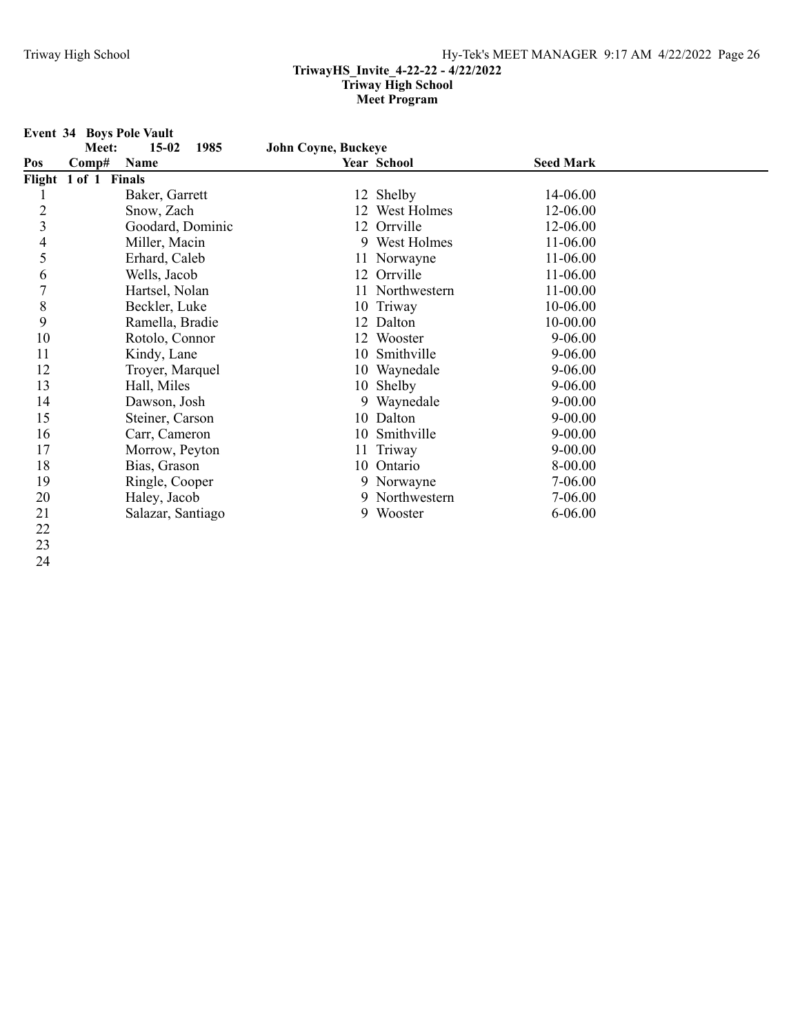**Event 34 Boys Pole Vault**

**Meet: 15-02 1985 John Coyne, Buckeye**

| Pos | Comp# | Name | Year | School | Seed Mark |
|---|---|---|---|---|---|
| **Flight 1 of 1 Finals** | | | | | |
| 1 | | Baker, Garrett | 12 | Shelby | 14-06.00 |
| 2 | | Snow, Zach | 12 | West Holmes | 12-06.00 |
| 3 | | Goodard, Dominic | 12 | Orrville | 12-06.00 |
| 4 | | Miller, Macin | 9 | West Holmes | 11-06.00 |
| 5 | | Erhard, Caleb | 11 | Norwayne | 11-06.00 |
| 6 | | Wells, Jacob | 12 | Orrville | 11-06.00 |
| 7 | | Hartsel, Nolan | 11 | Northwestern | 11-00.00 |
| 8 | | Beckler, Luke | 10 | Triway | 10-06.00 |
| 9 | | Ramella, Bradie | 12 | Dalton | 10-00.00 |
| 10 | | Rotolo, Connor | 12 | Wooster | 9-06.00 |
| 11 | | Kindy, Lane | 10 | Smithville | 9-06.00 |
| 12 | | Troyer, Marquel | 10 | Waynedale | 9-06.00 |
| 13 | | Hall, Miles | 10 | Shelby | 9-06.00 |
| 14 | | Dawson, Josh | 9 | Waynedale | 9-00.00 |
| 15 | | Steiner, Carson | 10 | Dalton | 9-00.00 |
| 16 | | Carr, Cameron | 10 | Smithville | 9-00.00 |
| 17 | | Morrow, Peyton | 11 | Triway | 9-00.00 |
| 18 | | Bias, Grason | 10 | Ontario | 8-00.00 |
| 19 | | Ringle, Cooper | 9 | Norwayne | 7-06.00 |
| 20 | | Haley, Jacob | 9 | Northwestern | 7-06.00 |
| 21 | | Salazar, Santiago | 9 | Wooster | 6-06.00 |
| 22 | | | | | |
| 23 | | | | | |
| 24 | | | | | |